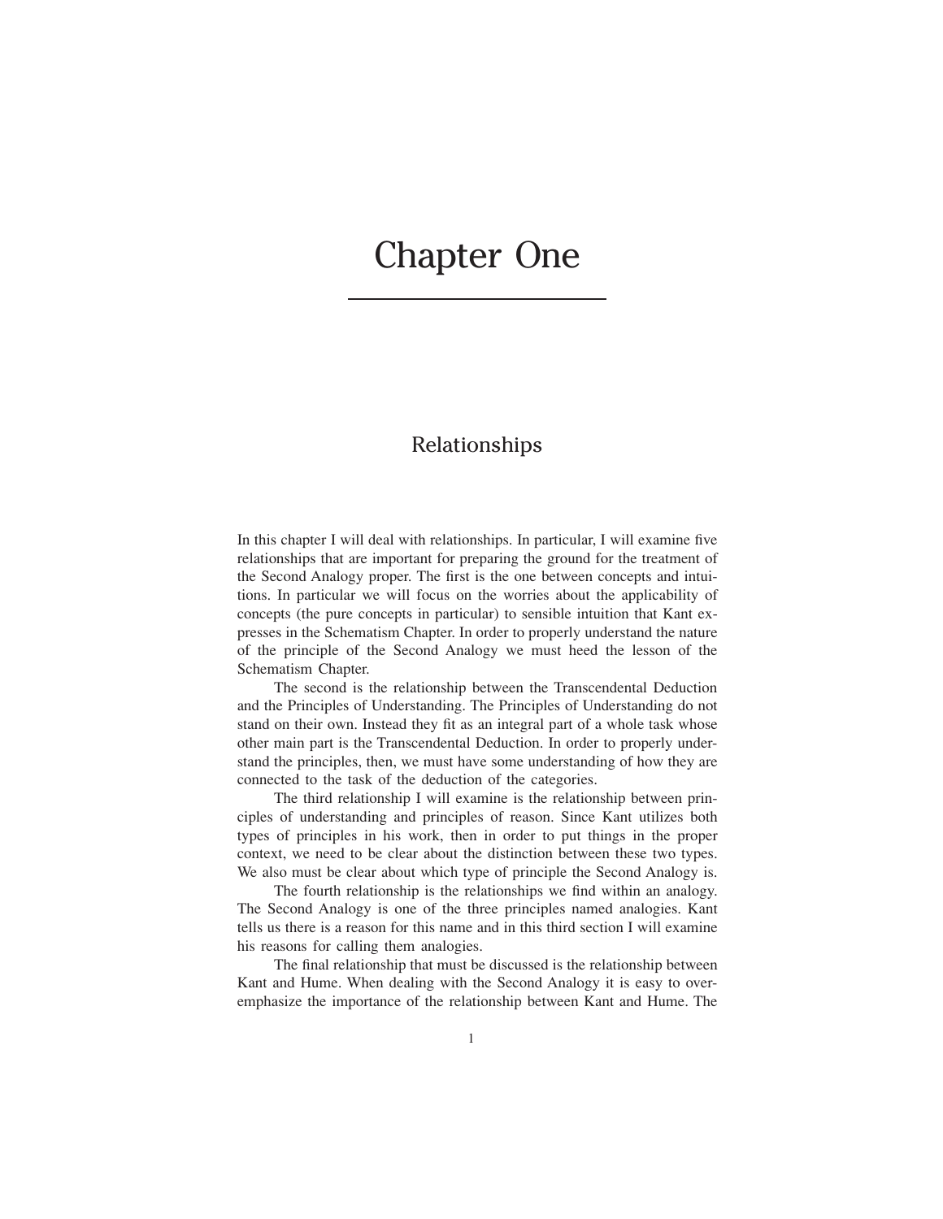# Chapter One

## Relationships

In this chapter I will deal with relationships. In particular, I will examine five relationships that are important for preparing the ground for the treatment of the Second Analogy proper. The first is the one between concepts and intuitions. In particular we will focus on the worries about the applicability of concepts (the pure concepts in particular) to sensible intuition that Kant expresses in the Schematism Chapter. In order to properly understand the nature of the principle of the Second Analogy we must heed the lesson of the Schematism Chapter.

The second is the relationship between the Transcendental Deduction and the Principles of Understanding. The Principles of Understanding do not stand on their own. Instead they fit as an integral part of a whole task whose other main part is the Transcendental Deduction. In order to properly understand the principles, then, we must have some understanding of how they are connected to the task of the deduction of the categories.

The third relationship I will examine is the relationship between principles of understanding and principles of reason. Since Kant utilizes both types of principles in his work, then in order to put things in the proper context, we need to be clear about the distinction between these two types. We also must be clear about which type of principle the Second Analogy is.

The fourth relationship is the relationships we find within an analogy. The Second Analogy is one of the three principles named analogies. Kant tells us there is a reason for this name and in this third section I will examine his reasons for calling them analogies.

The final relationship that must be discussed is the relationship between Kant and Hume. When dealing with the Second Analogy it is easy to overemphasize the importance of the relationship between Kant and Hume. The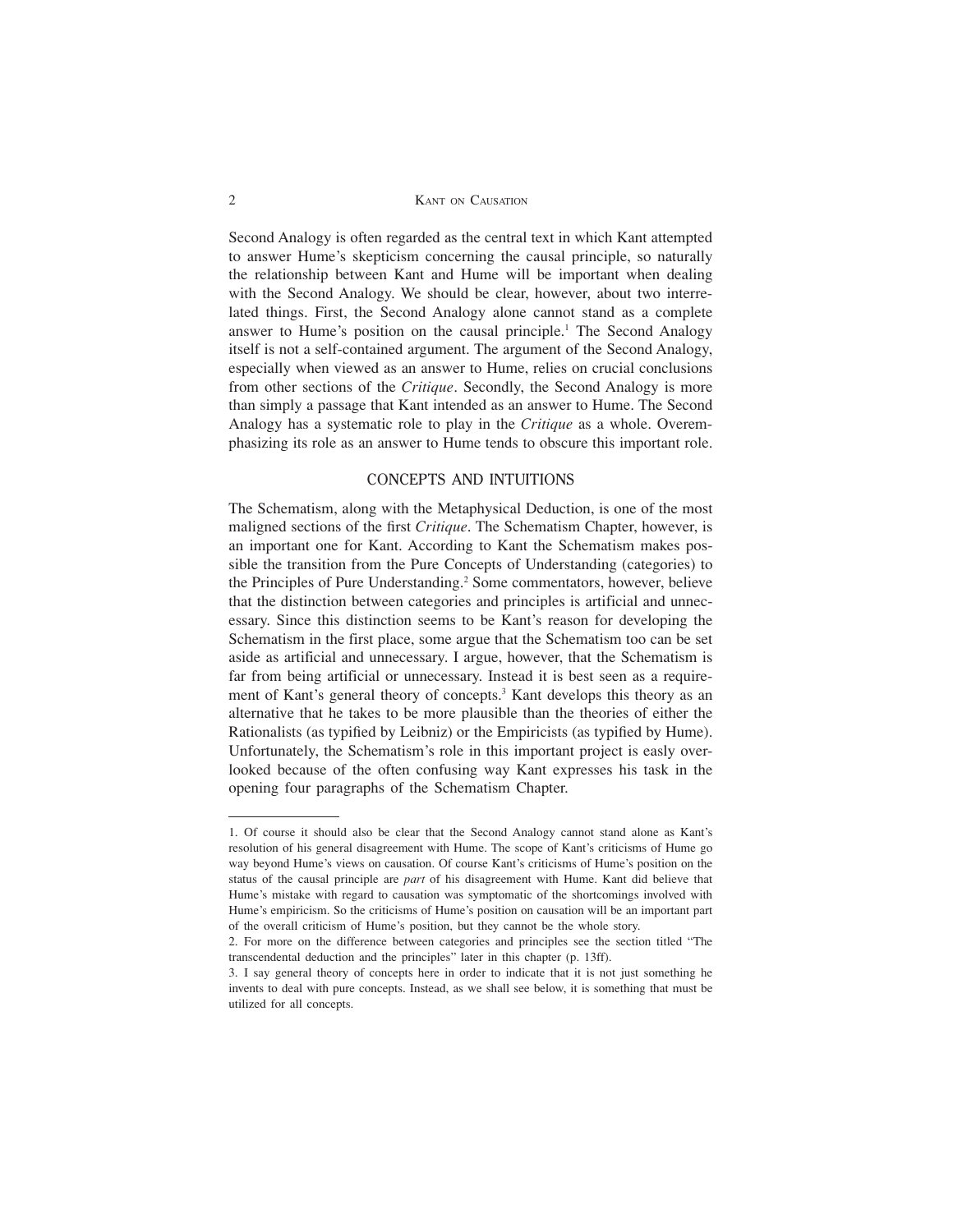Second Analogy is often regarded as the central text in which Kant attempted to answer Hume's skepticism concerning the causal principle, so naturally the relationship between Kant and Hume will be important when dealing with the Second Analogy. We should be clear, however, about two interrelated things. First, the Second Analogy alone cannot stand as a complete answer to Hume's position on the causal principle.[1] The Second Analogy itself is not a self-contained argument. The argument of the Second Analogy, especially when viewed as an answer to Hume, relies on crucial conclusions from other sections of the *Critique*. Secondly, the Second Analogy is more than simply a passage that Kant intended as an answer to Hume. The Second Analogy has a systematic role to play in the *Critique* as a whole. Overemphasizing its role as an answer to Hume tends to obscure this important role.

## CONCEPTS AND INTUITIONS

The Schematism, along with the Metaphysical Deduction, is one of the most maligned sections of the first *Critique*. The Schematism Chapter, however, is an important one for Kant. According to Kant the Schematism makes possible the transition from the Pure Concepts of Understanding (categories) to the Principles of Pure Understanding.[2] Some commentators, however, believe that the distinction between categories and principles is artificial and unnecessary. Since this distinction seems to be Kant's reason for developing the Schematism in the first place, some argue that the Schematism too can be set aside as artificial and unnecessary. I argue, however, that the Schematism is far from being artificial or unnecessary. Instead it is best seen as a requirement of Kant's general theory of concepts.[3] Kant develops this theory as an alternative that he takes to be more plausible than the theories of either the Rationalists (as typified by Leibniz) or the Empiricists (as typified by Hume). Unfortunately, the Schematism's role in this important project is easily overlooked because of the often confusing way Kant expresses his task in the opening four paragraphs of the Schematism Chapter.

---

1. Of course it should also be clear that the Second Analogy cannot stand alone as Kant's resolution of his general disagreement with Hume. The scope of Kant's criticisms of Hume go way beyond Hume's views on causation. Of course Kant's criticisms of Hume's position on the status of the causal principle are *part* of his disagreement with Hume. Kant did believe that Hume's mistake with regard to causation was symptomatic of the shortcomings involved with Hume's empiricism. So the criticisms of Hume's position on causation will be an important part of the overall criticism of Hume's position, but they cannot be the whole story.

2. For more on the difference between categories and principles see the section titled "The transcendental deduction and the principles" later in this chapter (p. 13ff).

3. I say general theory of concepts here in order to indicate that it is not just something he invents to deal with pure concepts. Instead, as we shall see below, it is something that must be utilized for all concepts.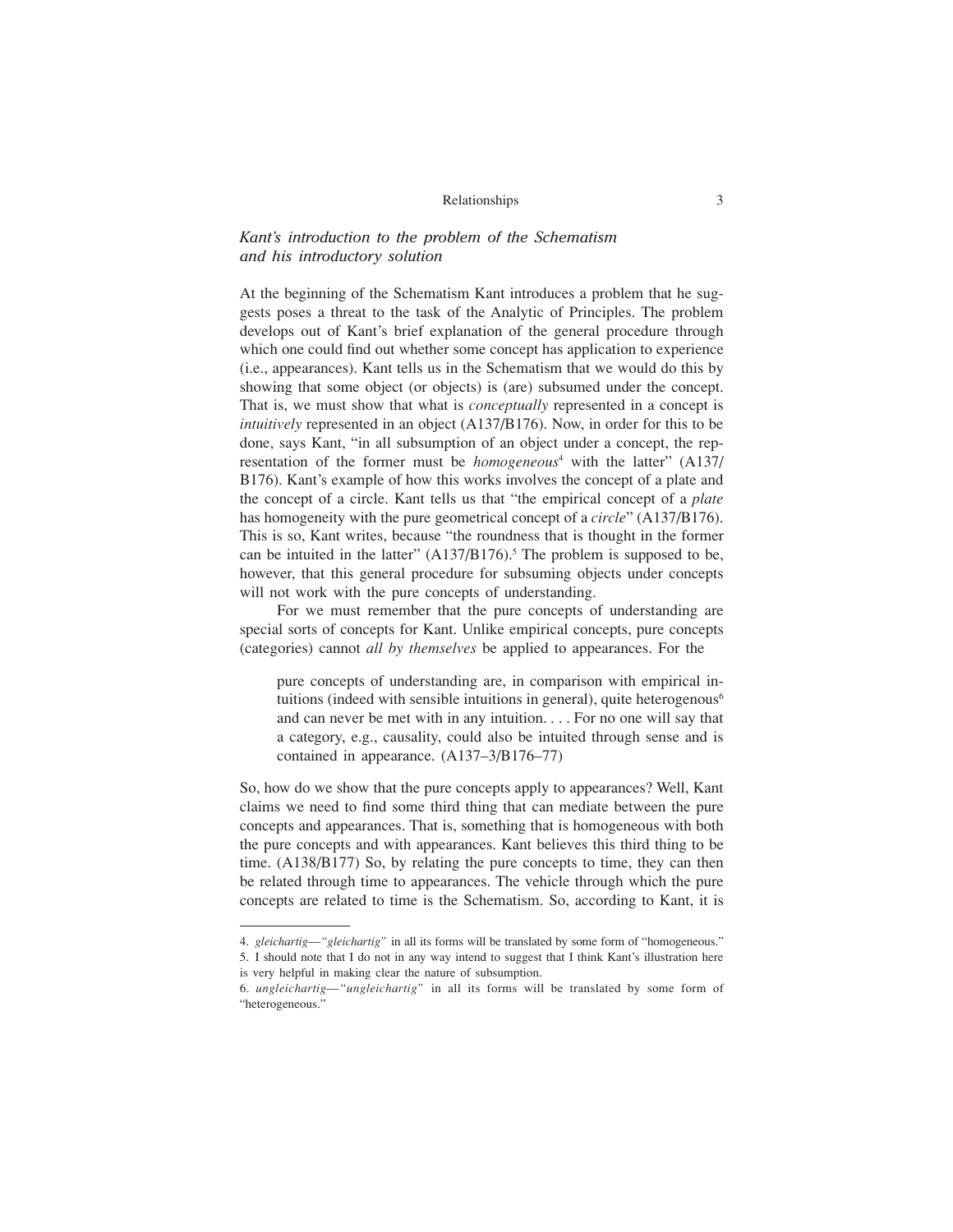## *Kant's introduction to the problem of the Schematism and his introductory solution*

At the beginning of the Schematism Kant introduces a problem that he suggests poses a threat to the task of the Analytic of Principles. The problem develops out of Kant's brief explanation of the general procedure through which one could find out whether some concept has application to experience (i.e., appearances). Kant tells us in the Schematism that we would do this by showing that some object (or objects) is (are) subsumed under the concept. That is, we must show that what is *conceptually* represented in a concept is *intuitively* represented in an object (A137/B176). Now, in order for this to be done, says Kant, "in all subsumption of an object under a concept, the representation of the former must be *homogeneous*[4] with the latter" (A137/B176). Kant's example of how this works involves the concept of a plate and the concept of a circle. Kant tells us that "the empirical concept of a *plate* has homogeneity with the pure geometrical concept of a *circle*" (A137/B176). This is so, Kant writes, because "the roundness that is thought in the former can be intuited in the latter" (A137/B176).[5] The problem is supposed to be, however, that this general procedure for subsuming objects under concepts will not work with the pure concepts of understanding.

For we must remember that the pure concepts of understanding are special sorts of concepts for Kant. Unlike empirical concepts, pure concepts (categories) cannot *all by themselves* be applied to appearances. For the

> pure concepts of understanding are, in comparison with empirical intuitions (indeed with sensible intuitions in general), quite heterogenous[6] and can never be met with in any intuition. . . . For no one will say that a category, e.g., causality, could also be intuited through sense and is contained in appearance. (A137–3/B176–77)

So, how do we show that the pure concepts apply to appearances? Well, Kant claims we need to find some third thing that can mediate between the pure concepts and appearances. That is, something that is homogeneous with both the pure concepts and with appearances. Kant believes this third thing to be time. (A138/B177) So, by relating the pure concepts to time, they can then be related through time to appearances. The vehicle through which the pure concepts are related to time is the Schematism. So, according to Kant, it is

---

4. *gleichartig—"gleichartig"* in all its forms will be translated by some form of "homogeneous."

5. I should note that I do not in any way intend to suggest that I think Kant's illustration here is very helpful in making clear the nature of subsumption.

6. *ungleichartig—"ungleichartig"* in all its forms will be translated by some form of "heterogeneous."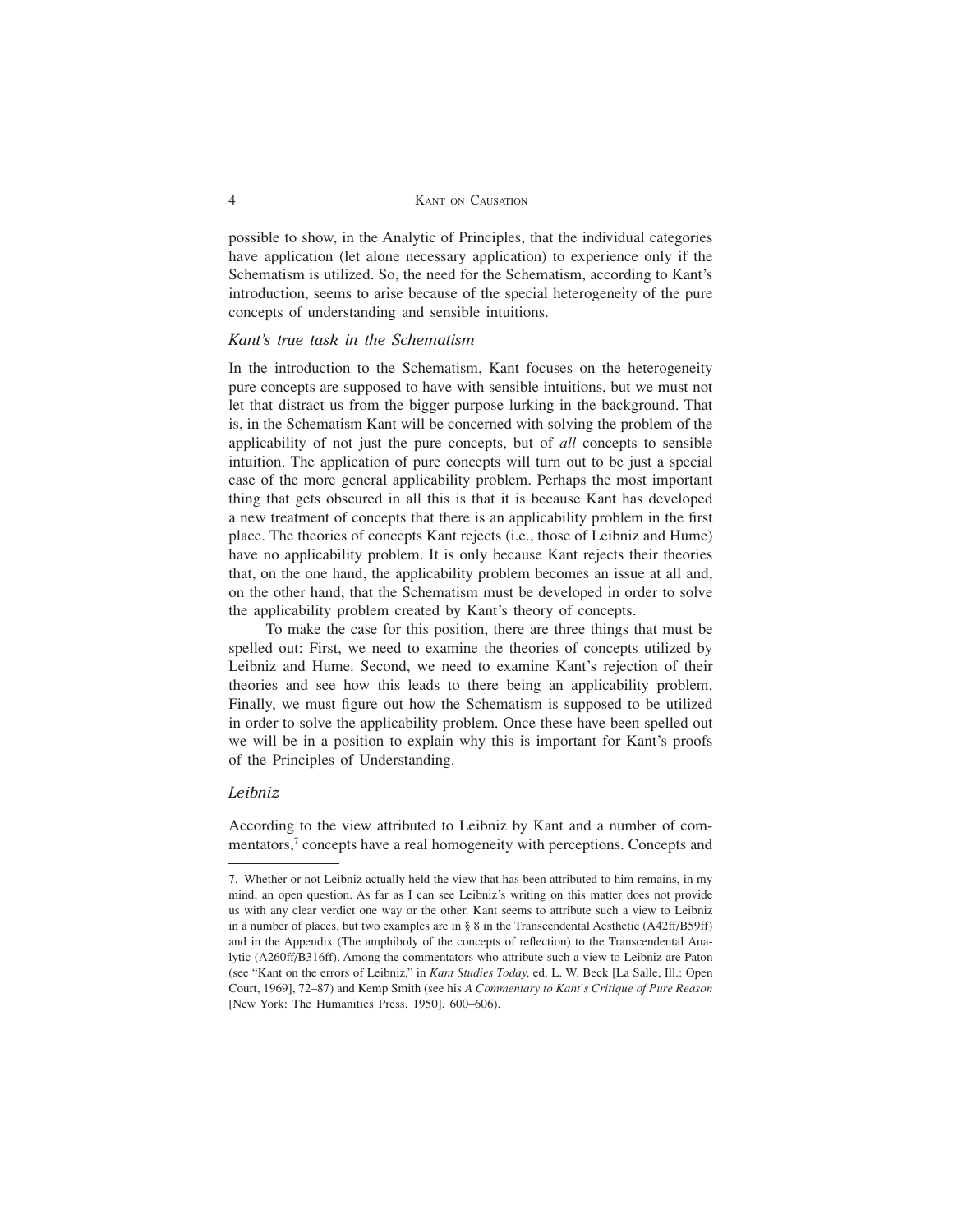possible to show, in the Analytic of Principles, that the individual categories have application (let alone necessary application) to experience only if the Schematism is utilized. So, the need for the Schematism, according to Kant's introduction, seems to arise because of the special heterogeneity of the pure concepts of understanding and sensible intuitions.

### *Kant's true task in the Schematism*

In the introduction to the Schematism, Kant focuses on the heterogeneity pure concepts are supposed to have with sensible intuitions, but we must not let that distract us from the bigger purpose lurking in the background. That is, in the Schematism Kant will be concerned with solving the problem of the applicability of not just the pure concepts, but of *all* concepts to sensible intuition. The application of pure concepts will turn out to be just a special case of the more general applicability problem. Perhaps the most important thing that gets obscured in all this is that it is because Kant has developed a new treatment of concepts that there is an applicability problem in the first place. The theories of concepts Kant rejects (i.e., those of Leibniz and Hume) have no applicability problem. It is only because Kant rejects their theories that, on the one hand, the applicability problem becomes an issue at all and, on the other hand, that the Schematism must be developed in order to solve the applicability problem created by Kant's theory of concepts.

To make the case for this position, there are three things that must be spelled out: First, we need to examine the theories of concepts utilized by Leibniz and Hume. Second, we need to examine Kant's rejection of their theories and see how this leads to there being an applicability problem. Finally, we must figure out how the Schematism is supposed to be utilized in order to solve the applicability problem. Once these have been spelled out we will be in a position to explain why this is important for Kant's proofs of the Principles of Understanding.

### *Leibniz*

According to the view attributed to Leibniz by Kant and a number of commentators,[7] concepts have a real homogeneity with perceptions. Concepts and

---

7. Whether or not Leibniz actually held the view that has been attributed to him remains, in my mind, an open question. As far as I can see Leibniz's writing on this matter does not provide us with any clear verdict one way or the other. Kant seems to attribute such a view to Leibniz in a number of places, but two examples are in § 8 in the Transcendental Aesthetic (A42ff/B59ff) and in the Appendix (The amphiboly of the concepts of reflection) to the Transcendental Analytic (A260ff/B316ff). Among the commentators who attribute such a view to Leibniz are Paton (see "Kant on the errors of Leibniz," in *Kant Studies Today,* ed. L. W. Beck [La Salle, Ill.: Open Court, 1969], 72–87) and Kemp Smith (see his *A Commentary to Kant's Critique of Pure Reason* [New York: The Humanities Press, 1950], 600–606).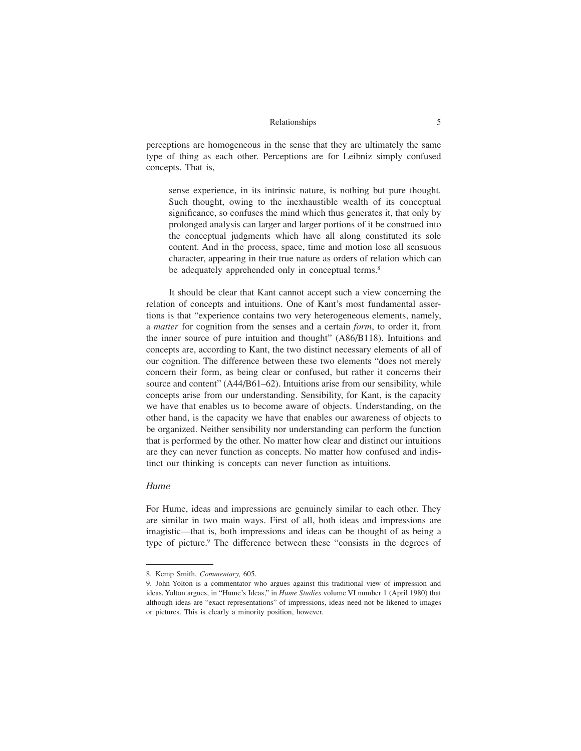perceptions are homogeneous in the sense that they are ultimately the same type of thing as each other. Perceptions are for Leibniz simply confused concepts. That is,

> sense experience, in its intrinsic nature, is nothing but pure thought. Such thought, owing to the inexhaustible wealth of its conceptual significance, so confuses the mind which thus generates it, that only by prolonged analysis can larger and larger portions of it be construed into the conceptual judgments which have all along constituted its sole content. And in the process, space, time and motion lose all sensuous character, appearing in their true nature as orders of relation which can be adequately apprehended only in conceptual terms.[8]

It should be clear that Kant cannot accept such a view concerning the relation of concepts and intuitions. One of Kant's most fundamental assertions is that "experience contains two very heterogeneous elements, namely, a *matter* for cognition from the senses and a certain *form*, to order it, from the inner source of pure intuition and thought" (A86/B118). Intuitions and concepts are, according to Kant, the two distinct necessary elements of all of our cognition. The difference between these two elements "does not merely concern their form, as being clear or confused, but rather it concerns their source and content" (A44/B61–62). Intuitions arise from our sensibility, while concepts arise from our understanding. Sensibility, for Kant, is the capacity we have that enables us to become aware of objects. Understanding, on the other hand, is the capacity we have that enables our awareness of objects to be organized. Neither sensibility nor understanding can perform the function that is performed by the other. No matter how clear and distinct our intuitions are they can never function as concepts. No matter how confused and indistinct our thinking is concepts can never function as intuitions.

### *Hume*

For Hume, ideas and impressions are genuinely similar to each other. They are similar in two main ways. First of all, both ideas and impressions are imagistic—that is, both impressions and ideas can be thought of as being a type of picture.[9] The difference between these "consists in the degrees of

---

8. Kemp Smith, *Commentary,* 605.

9. John Yolton is a commentator who argues against this traditional view of impression and ideas. Yolton argues, in "Hume's Ideas," in *Hume Studies* volume VI number 1 (April 1980) that although ideas are "exact representations" of impressions, ideas need not be likened to images or pictures. This is clearly a minority position, however.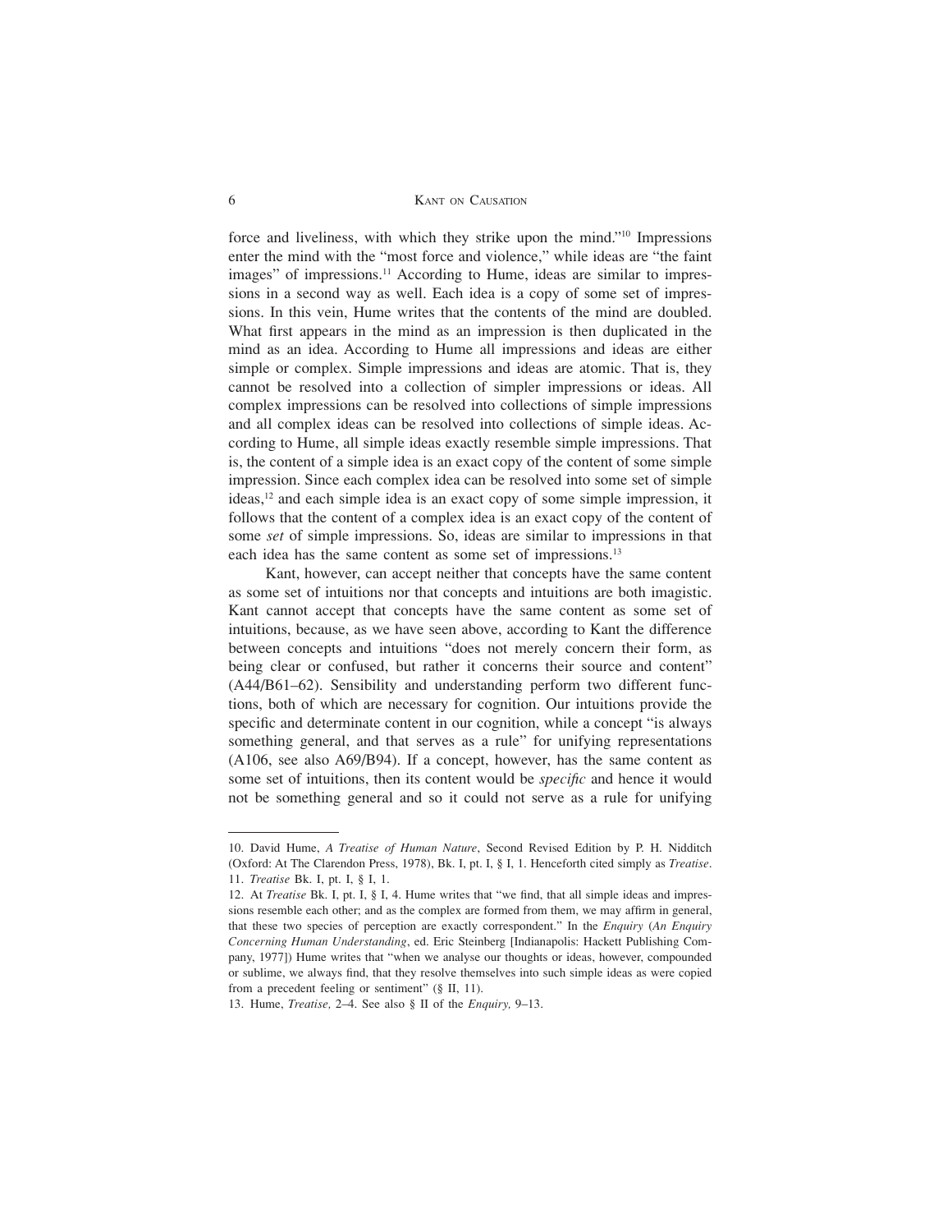force and liveliness, with which they strike upon the mind."[10] Impressions enter the mind with the "most force and violence," while ideas are "the faint images" of impressions.[11] According to Hume, ideas are similar to impressions in a second way as well. Each idea is a copy of some set of impressions. In this vein, Hume writes that the contents of the mind are doubled. What first appears in the mind as an impression is then duplicated in the mind as an idea. According to Hume all impressions and ideas are either simple or complex. Simple impressions and ideas are atomic. That is, they cannot be resolved into a collection of simpler impressions or ideas. All complex impressions can be resolved into collections of simple impressions and all complex ideas can be resolved into collections of simple ideas. According to Hume, all simple ideas exactly resemble simple impressions. That is, the content of a simple idea is an exact copy of the content of some simple impression. Since each complex idea can be resolved into some set of simple ideas,[12] and each simple idea is an exact copy of some simple impression, it follows that the content of a complex idea is an exact copy of the content of some *set* of simple impressions. So, ideas are similar to impressions in that each idea has the same content as some set of impressions.[13]

Kant, however, can accept neither that concepts have the same content as some set of intuitions nor that concepts and intuitions are both imagistic. Kant cannot accept that concepts have the same content as some set of intuitions, because, as we have seen above, according to Kant the difference between concepts and intuitions "does not merely concern their form, as being clear or confused, but rather it concerns their source and content" (A44/B61–62). Sensibility and understanding perform two different functions, both of which are necessary for cognition. Our intuitions provide the specific and determinate content in our cognition, while a concept "is always something general, and that serves as a rule" for unifying representations (A106, see also A69/B94). If a concept, however, has the same content as some set of intuitions, then its content would be *specific* and hence it would not be something general and so it could not serve as a rule for unifying

---

10. David Hume, *A Treatise of Human Nature*, Second Revised Edition by P. H. Nidditch (Oxford: At The Clarendon Press, 1978), Bk. I, pt. I, § I, 1. Henceforth cited simply as *Treatise*.

11. *Treatise* Bk. I, pt. I, § I, 1.

12. At *Treatise* Bk. I, pt. I, § I, 4. Hume writes that "we find, that all simple ideas and impressions resemble each other; and as the complex are formed from them, we may affirm in general, that these two species of perception are exactly correspondent." In the *Enquiry* (*An Enquiry Concerning Human Understanding*, ed. Eric Steinberg [Indianapolis: Hackett Publishing Company, 1977]) Hume writes that "when we analyse our thoughts or ideas, however, compounded or sublime, we always find, that they resolve themselves into such simple ideas as were copied from a precedent feeling or sentiment" (§ II, 11).

13. Hume, *Treatise,* 2–4. See also § II of the *Enquiry,* 9–13.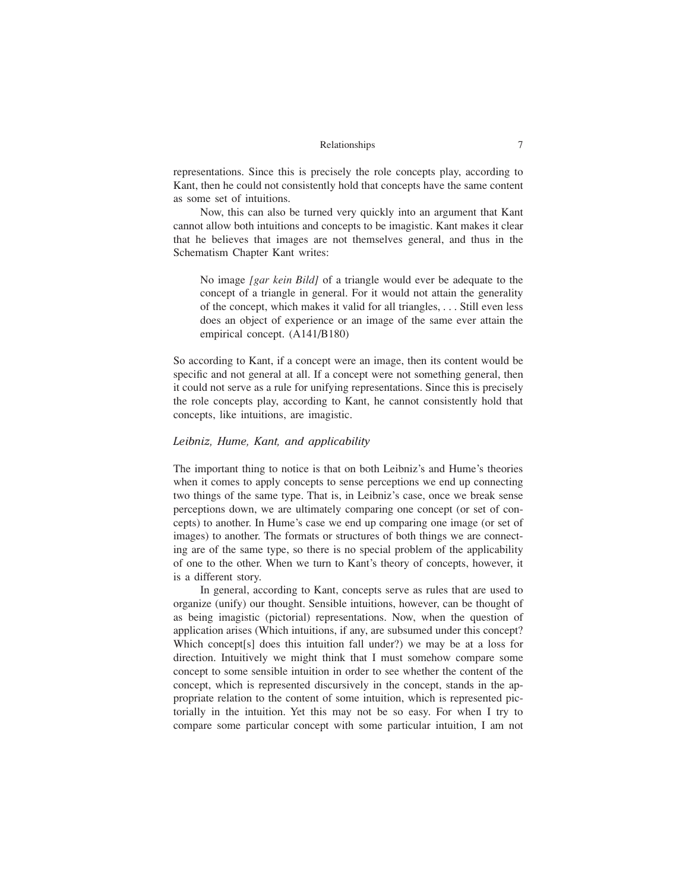representations. Since this is precisely the role concepts play, according to Kant, then he could not consistently hold that concepts have the same content as some set of intuitions.

Now, this can also be turned very quickly into an argument that Kant cannot allow both intuitions and concepts to be imagistic. Kant makes it clear that he believes that images are not themselves general, and thus in the Schematism Chapter Kant writes:

> No image *[gar kein Bild]* of a triangle would ever be adequate to the concept of a triangle in general. For it would not attain the generality of the concept, which makes it valid for all triangles, . . . Still even less does an object of experience or an image of the same ever attain the empirical concept. (A141/B180)

So according to Kant, if a concept were an image, then its content would be specific and not general at all. If a concept were not something general, then it could not serve as a rule for unifying representations. Since this is precisely the role concepts play, according to Kant, he cannot consistently hold that concepts, like intuitions, are imagistic.

### *Leibniz, Hume, Kant, and applicability*

The important thing to notice is that on both Leibniz's and Hume's theories when it comes to apply concepts to sense perceptions we end up connecting two things of the same type. That is, in Leibniz's case, once we break sense perceptions down, we are ultimately comparing one concept (or set of concepts) to another. In Hume's case we end up comparing one image (or set of images) to another. The formats or structures of both things we are connecting are of the same type, so there is no special problem of the applicability of one to the other. When we turn to Kant's theory of concepts, however, it is a different story.

In general, according to Kant, concepts serve as rules that are used to organize (unify) our thought. Sensible intuitions, however, can be thought of as being imagistic (pictorial) representations. Now, when the question of application arises (Which intuitions, if any, are subsumed under this concept? Which concept[s] does this intuition fall under?) we may be at a loss for direction. Intuitively we might think that I must somehow compare some concept to some sensible intuition in order to see whether the content of the concept, which is represented discursively in the concept, stands in the appropriate relation to the content of some intuition, which is represented pictorially in the intuition. Yet this may not be so easy. For when I try to compare some particular concept with some particular intuition, I am not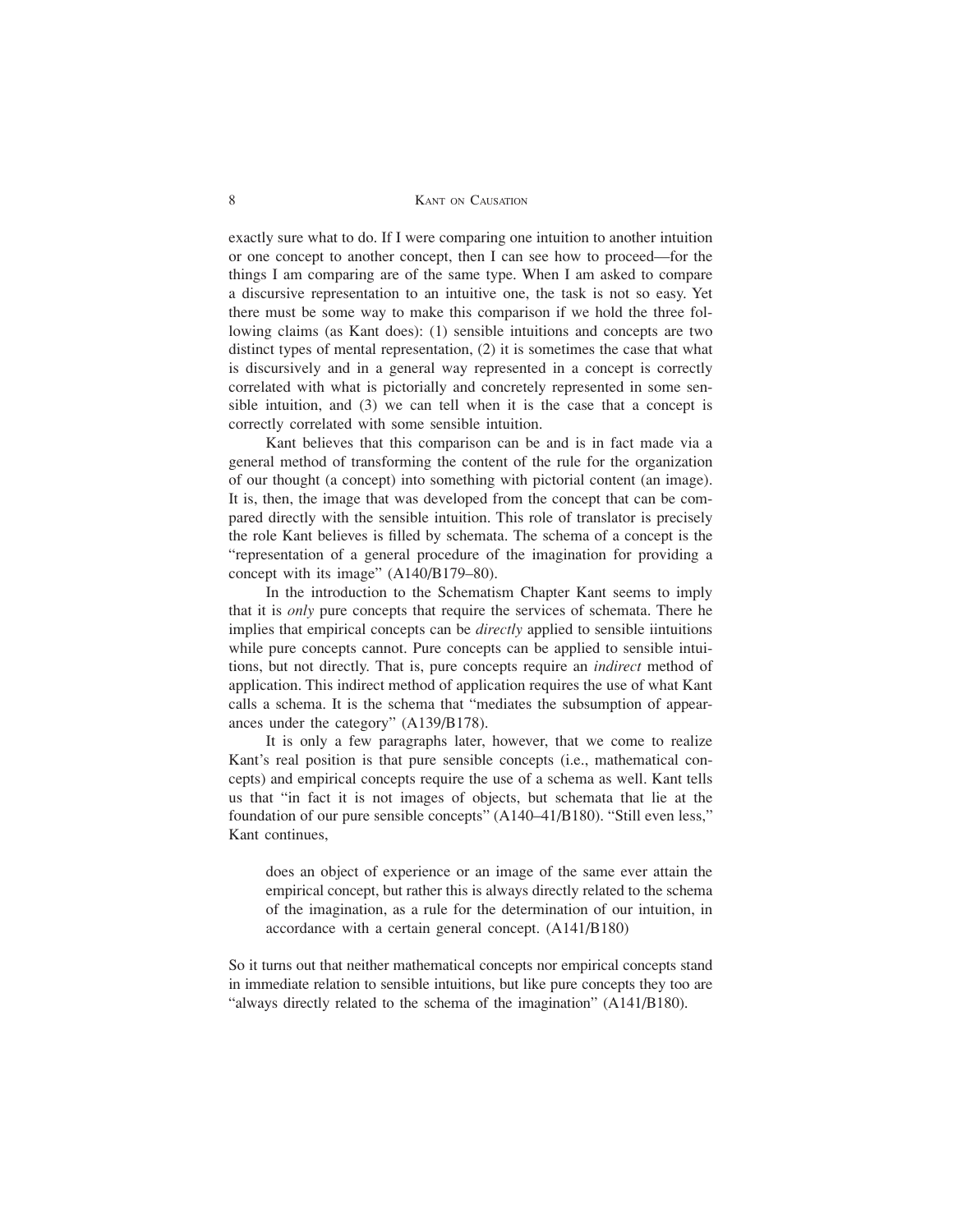exactly sure what to do. If I were comparing one intuition to another intuition or one concept to another concept, then I can see how to proceed—for the things I am comparing are of the same type. When I am asked to compare a discursive representation to an intuitive one, the task is not so easy. Yet there must be some way to make this comparison if we hold the three following claims (as Kant does): (1) sensible intuitions and concepts are two distinct types of mental representation, (2) it is sometimes the case that what is discursively and in a general way represented in a concept is correctly correlated with what is pictorially and concretely represented in some sensible intuition, and (3) we can tell when it is the case that a concept is correctly correlated with some sensible intuition.

Kant believes that this comparison can be and is in fact made via a general method of transforming the content of the rule for the organization of our thought (a concept) into something with pictorial content (an image). It is, then, the image that was developed from the concept that can be compared directly with the sensible intuition. This role of translator is precisely the role Kant believes is filled by schemata. The schema of a concept is the "representation of a general procedure of the imagination for providing a concept with its image" (A140/B179–80).

In the introduction to the Schematism Chapter Kant seems to imply that it is *only* pure concepts that require the services of schemata. There he implies that empirical concepts can be *directly* applied to sensible iintuitions while pure concepts cannot. Pure concepts can be applied to sensible intuitions, but not directly. That is, pure concepts require an *indirect* method of application. This indirect method of application requires the use of what Kant calls a schema. It is the schema that "mediates the subsumption of appearances under the category" (A139/B178).

It is only a few paragraphs later, however, that we come to realize Kant's real position is that pure sensible concepts (i.e., mathematical concepts) and empirical concepts require the use of a schema as well. Kant tells us that "in fact it is not images of objects, but schemata that lie at the foundation of our pure sensible concepts" (A140–41/B180). "Still even less," Kant continues,

> does an object of experience or an image of the same ever attain the empirical concept, but rather this is always directly related to the schema of the imagination, as a rule for the determination of our intuition, in accordance with a certain general concept. (A141/B180)

So it turns out that neither mathematical concepts nor empirical concepts stand in immediate relation to sensible intuitions, but like pure concepts they too are "always directly related to the schema of the imagination" (A141/B180).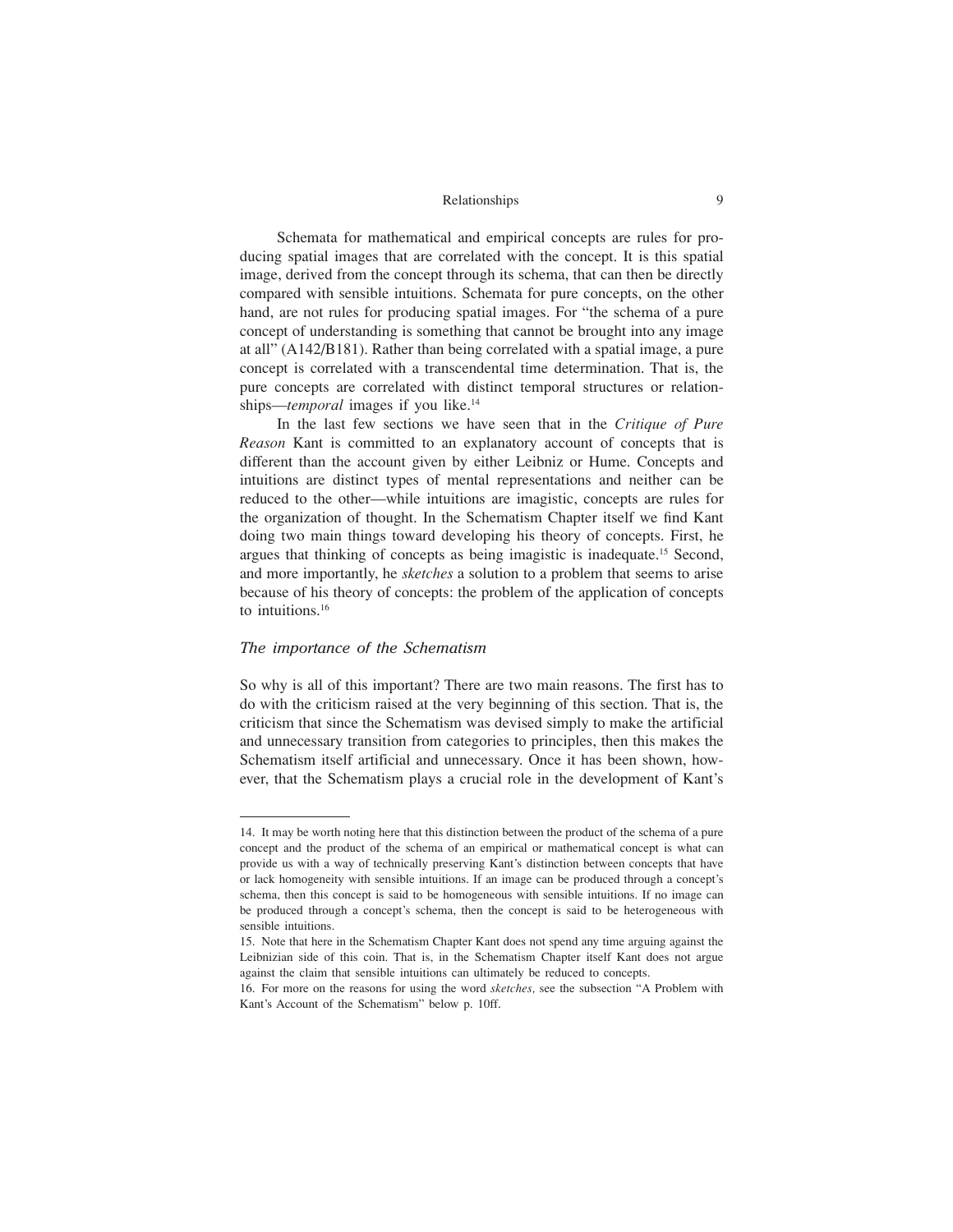Schemata for mathematical and empirical concepts are rules for producing spatial images that are correlated with the concept. It is this spatial image, derived from the concept through its schema, that can then be directly compared with sensible intuitions. Schemata for pure concepts, on the other hand, are not rules for producing spatial images. For "the schema of a pure concept of understanding is something that cannot be brought into any image at all" (A142/B181). Rather than being correlated with a spatial image, a pure concept is correlated with a transcendental time determination. That is, the pure concepts are correlated with distinct temporal structures or relationships—*temporal* images if you like.[14]

In the last few sections we have seen that in the *Critique of Pure Reason* Kant is committed to an explanatory account of concepts that is different than the account given by either Leibniz or Hume. Concepts and intuitions are distinct types of mental representations and neither can be reduced to the other—while intuitions are imagistic, concepts are rules for the organization of thought. In the Schematism Chapter itself we find Kant doing two main things toward developing his theory of concepts. First, he argues that thinking of concepts as being imagistic is inadequate.[15] Second, and more importantly, he *sketches* a solution to a problem that seems to arise because of his theory of concepts: the problem of the application of concepts to intuitions.[16]

### *The importance of the Schematism*

So why is all of this important? There are two main reasons. The first has to do with the criticism raised at the very beginning of this section. That is, the criticism that since the Schematism was devised simply to make the artificial and unnecessary transition from categories to principles, then this makes the Schematism itself artificial and unnecessary. Once it has been shown, however, that the Schematism plays a crucial role in the development of Kant's

---

14. It may be worth noting here that this distinction between the product of the schema of a pure concept and the product of the schema of an empirical or mathematical concept is what can provide us with a way of technically preserving Kant's distinction between concepts that have or lack homogeneity with sensible intuitions. If an image can be produced through a concept's schema, then this concept is said to be homogeneous with sensible intuitions. If no image can be produced through a concept's schema, then the concept is said to be heterogeneous with sensible intuitions.

15. Note that here in the Schematism Chapter Kant does not spend any time arguing against the Leibnizian side of this coin. That is, in the Schematism Chapter itself Kant does not argue against the claim that sensible intuitions can ultimately be reduced to concepts.

16. For more on the reasons for using the word *sketches,* see the subsection "A Problem with Kant's Account of the Schematism" below p. 10ff.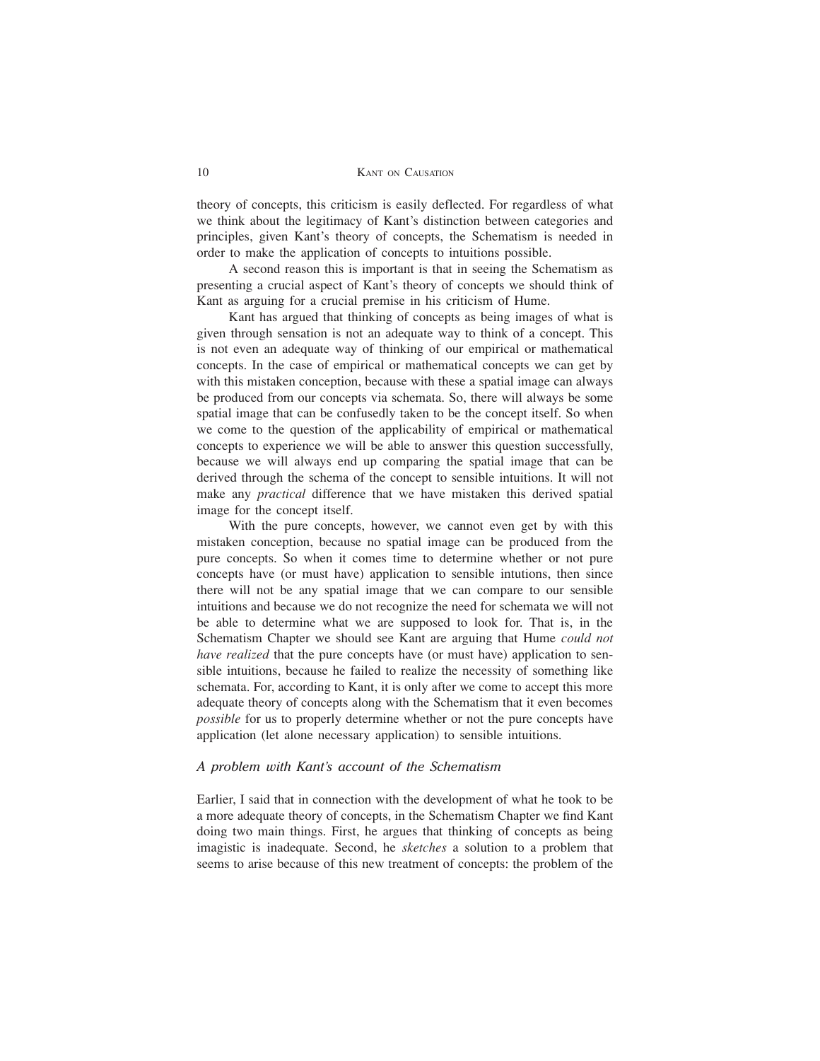theory of concepts, this criticism is easily deflected. For regardless of what we think about the legitimacy of Kant's distinction between categories and principles, given Kant's theory of concepts, the Schematism is needed in order to make the application of concepts to intuitions possible.

A second reason this is important is that in seeing the Schematism as presenting a crucial aspect of Kant's theory of concepts we should think of Kant as arguing for a crucial premise in his criticism of Hume.

Kant has argued that thinking of concepts as being images of what is given through sensation is not an adequate way to think of a concept. This is not even an adequate way of thinking of our empirical or mathematical concepts. In the case of empirical or mathematical concepts we can get by with this mistaken conception, because with these a spatial image can always be produced from our concepts via schemata. So, there will always be some spatial image that can be confusedly taken to be the concept itself. So when we come to the question of the applicability of empirical or mathematical concepts to experience we will be able to answer this question successfully, because we will always end up comparing the spatial image that can be derived through the schema of the concept to sensible intuitions. It will not make any *practical* difference that we have mistaken this derived spatial image for the concept itself.

With the pure concepts, however, we cannot even get by with this mistaken conception, because no spatial image can be produced from the pure concepts. So when it comes time to determine whether or not pure concepts have (or must have) application to sensible intutions, then since there will not be any spatial image that we can compare to our sensible intuitions and because we do not recognize the need for schemata we will not be able to determine what we are supposed to look for. That is, in the Schematism Chapter we should see Kant are arguing that Hume *could not have realized* that the pure concepts have (or must have) application to sensible intuitions, because he failed to realize the necessity of something like schemata. For, according to Kant, it is only after we come to accept this more adequate theory of concepts along with the Schematism that it even becomes *possible* for us to properly determine whether or not the pure concepts have application (let alone necessary application) to sensible intuitions.

### *A problem with Kant's account of the Schematism*

Earlier, I said that in connection with the development of what he took to be a more adequate theory of concepts, in the Schematism Chapter we find Kant doing two main things. First, he argues that thinking of concepts as being imagistic is inadequate. Second, he *sketches* a solution to a problem that seems to arise because of this new treatment of concepts: the problem of the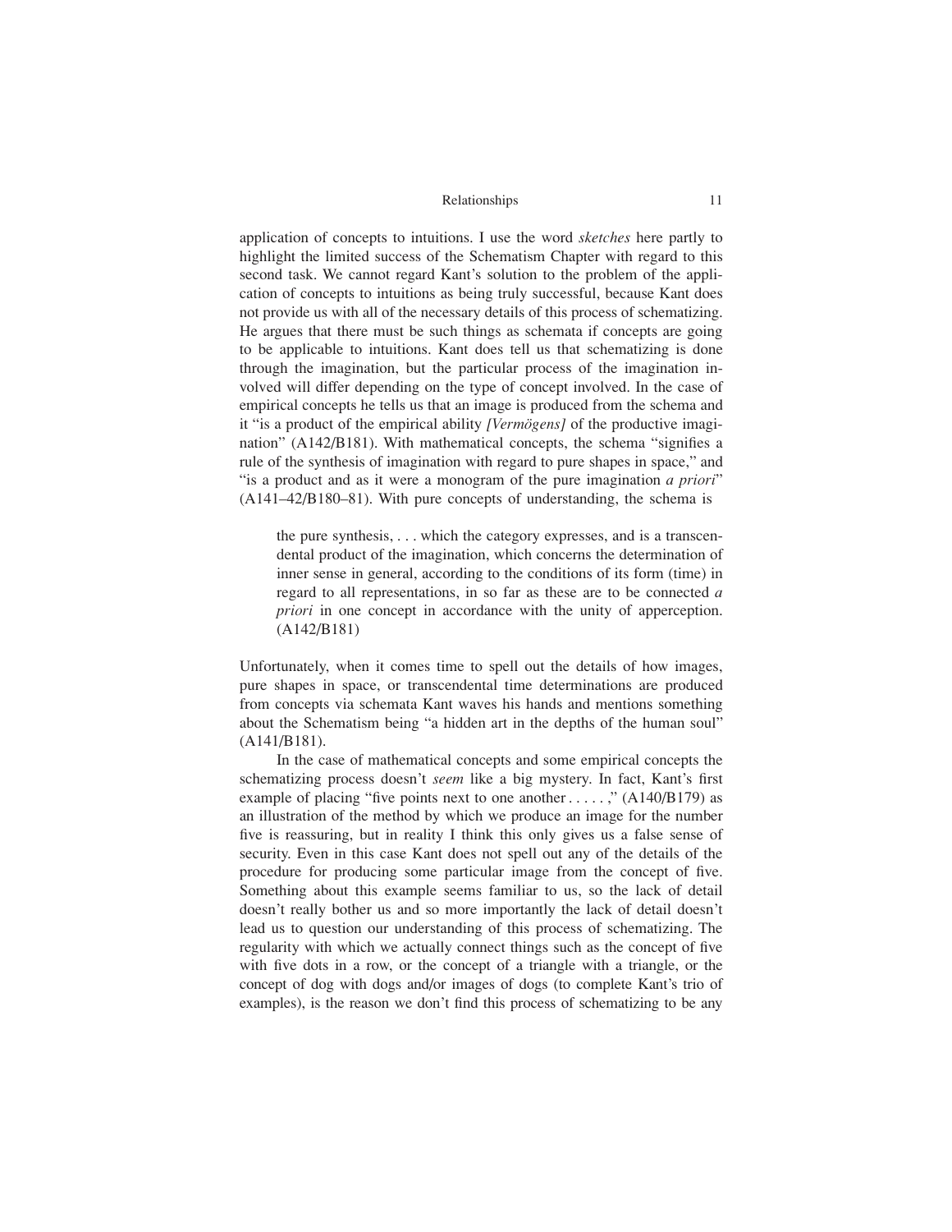application of concepts to intuitions. I use the word *sketches* here partly to highlight the limited success of the Schematism Chapter with regard to this second task. We cannot regard Kant's solution to the problem of the application of concepts to intuitions as being truly successful, because Kant does not provide us with all of the necessary details of this process of schematizing. He argues that there must be such things as schemata if concepts are going to be applicable to intuitions. Kant does tell us that schematizing is done through the imagination, but the particular process of the imagination involved will differ depending on the type of concept involved. In the case of empirical concepts he tells us that an image is produced from the schema and it "is a product of the empirical ability *[Vermögens]* of the productive imagination" (A142/B181). With mathematical concepts, the schema "signifies a rule of the synthesis of imagination with regard to pure shapes in space," and "is a product and as it were a monogram of the pure imagination *a priori*" (A141–42/B180–81). With pure concepts of understanding, the schema is

> the pure synthesis, . . . which the category expresses, and is a transcendental product of the imagination, which concerns the determination of inner sense in general, according to the conditions of its form (time) in regard to all representations, in so far as these are to be connected *a priori* in one concept in accordance with the unity of apperception. (A142/B181)

Unfortunately, when it comes time to spell out the details of how images, pure shapes in space, or transcendental time determinations are produced from concepts via schemata Kant waves his hands and mentions something about the Schematism being "a hidden art in the depths of the human soul" (A141/B181).

In the case of mathematical concepts and some empirical concepts the schematizing process doesn't *seem* like a big mystery. In fact, Kant's first example of placing "five points next to one another . . . . . ," (A140/B179) as an illustration of the method by which we produce an image for the number five is reassuring, but in reality I think this only gives us a false sense of security. Even in this case Kant does not spell out any of the details of the procedure for producing some particular image from the concept of five. Something about this example seems familiar to us, so the lack of detail doesn't really bother us and so more importantly the lack of detail doesn't lead us to question our understanding of this process of schematizing. The regularity with which we actually connect things such as the concept of five with five dots in a row, or the concept of a triangle with a triangle, or the concept of dog with dogs and/or images of dogs (to complete Kant's trio of examples), is the reason we don't find this process of schematizing to be any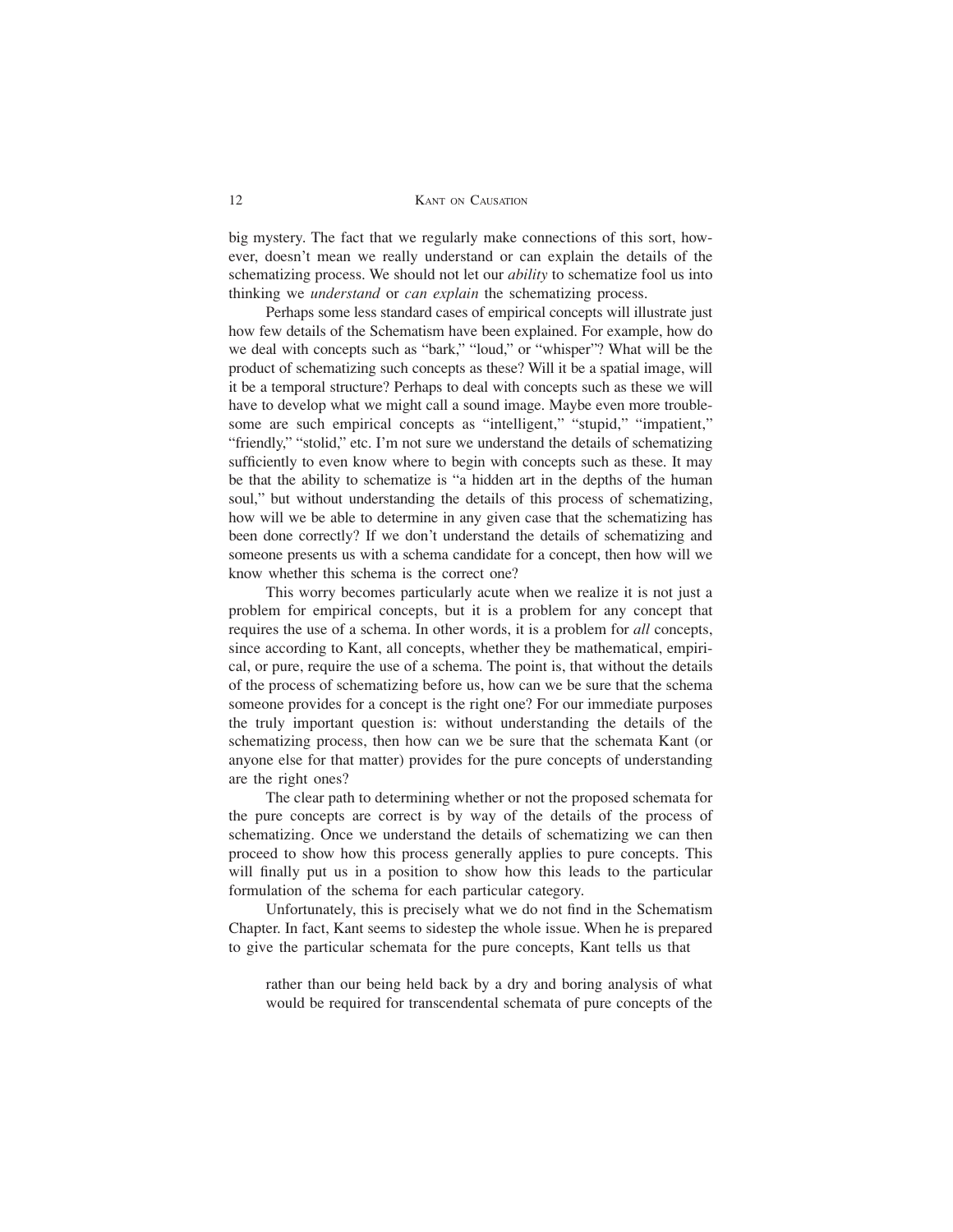big mystery. The fact that we regularly make connections of this sort, however, doesn't mean we really understand or can explain the details of the schematizing process. We should not let our *ability* to schematize fool us into thinking we *understand* or *can explain* the schematizing process.

Perhaps some less standard cases of empirical concepts will illustrate just how few details of the Schematism have been explained. For example, how do we deal with concepts such as "bark," "loud," or "whisper"? What will be the product of schematizing such concepts as these? Will it be a spatial image, will it be a temporal structure? Perhaps to deal with concepts such as these we will have to develop what we might call a sound image. Maybe even more troublesome are such empirical concepts as "intelligent," "stupid," "impatient," "friendly," "stolid," etc. I'm not sure we understand the details of schematizing sufficiently to even know where to begin with concepts such as these. It may be that the ability to schematize is "a hidden art in the depths of the human soul," but without understanding the details of this process of schematizing, how will we be able to determine in any given case that the schematizing has been done correctly? If we don't understand the details of schematizing and someone presents us with a schema candidate for a concept, then how will we know whether this schema is the correct one?

This worry becomes particularly acute when we realize it is not just a problem for empirical concepts, but it is a problem for any concept that requires the use of a schema. In other words, it is a problem for *all* concepts, since according to Kant, all concepts, whether they be mathematical, empirical, or pure, require the use of a schema. The point is, that without the details of the process of schematizing before us, how can we be sure that the schema someone provides for a concept is the right one? For our immediate purposes the truly important question is: without understanding the details of the schematizing process, then how can we be sure that the schemata Kant (or anyone else for that matter) provides for the pure concepts of understanding are the right ones?

The clear path to determining whether or not the proposed schemata for the pure concepts are correct is by way of the details of the process of schematizing. Once we understand the details of schematizing we can then proceed to show how this process generally applies to pure concepts. This will finally put us in a position to show how this leads to the particular formulation of the schema for each particular category.

Unfortunately, this is precisely what we do not find in the Schematism Chapter. In fact, Kant seems to sidestep the whole issue. When he is prepared to give the particular schemata for the pure concepts, Kant tells us that

> rather than our being held back by a dry and boring analysis of what would be required for transcendental schemata of pure concepts of the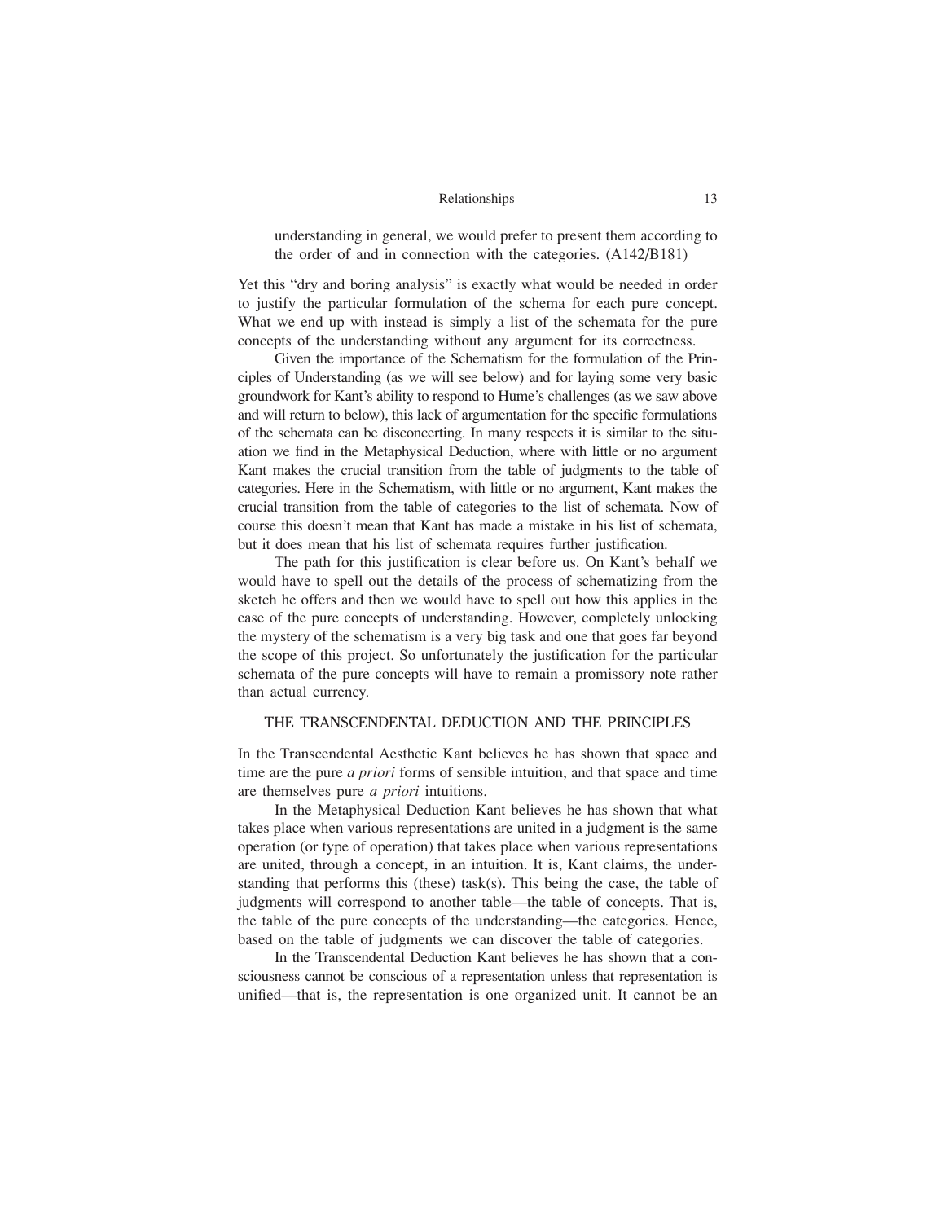understanding in general, we would prefer to present them according to the order of and in connection with the categories. (A142/B181)

Yet this "dry and boring analysis" is exactly what would be needed in order to justify the particular formulation of the schema for each pure concept. What we end up with instead is simply a list of the schemata for the pure concepts of the understanding without any argument for its correctness.

Given the importance of the Schematism for the formulation of the Principles of Understanding (as we will see below) and for laying some very basic groundwork for Kant's ability to respond to Hume's challenges (as we saw above and will return to below), this lack of argumentation for the specific formulations of the schemata can be disconcerting. In many respects it is similar to the situation we find in the Metaphysical Deduction, where with little or no argument Kant makes the crucial transition from the table of judgments to the table of categories. Here in the Schematism, with little or no argument, Kant makes the crucial transition from the table of categories to the list of schemata. Now of course this doesn't mean that Kant has made a mistake in his list of schemata, but it does mean that his list of schemata requires further justification.

The path for this justification is clear before us. On Kant's behalf we would have to spell out the details of the process of schematizing from the sketch he offers and then we would have to spell out how this applies in the case of the pure concepts of understanding. However, completely unlocking the mystery of the schematism is a very big task and one that goes far beyond the scope of this project. So unfortunately the justification for the particular schemata of the pure concepts will have to remain a promissory note rather than actual currency.

## THE TRANSCENDENTAL DEDUCTION AND THE PRINCIPLES

In the Transcendental Aesthetic Kant believes he has shown that space and time are the pure *a priori* forms of sensible intuition, and that space and time are themselves pure *a priori* intuitions.

In the Metaphysical Deduction Kant believes he has shown that what takes place when various representations are united in a judgment is the same operation (or type of operation) that takes place when various representations are united, through a concept, in an intuition. It is, Kant claims, the understanding that performs this (these) task(s). This being the case, the table of judgments will correspond to another table—the table of concepts. That is, the table of the pure concepts of the understanding—the categories. Hence, based on the table of judgments we can discover the table of categories.

In the Transcendental Deduction Kant believes he has shown that a consciousness cannot be conscious of a representation unless that representation is unified—that is, the representation is one organized unit. It cannot be an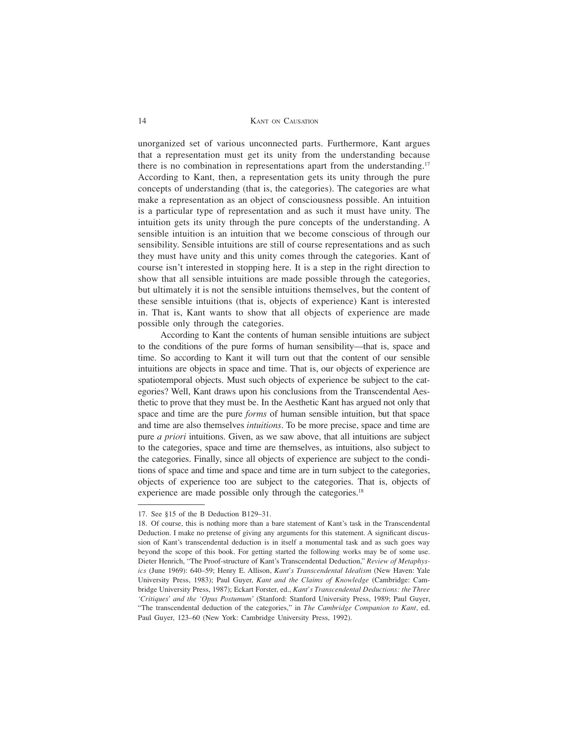unorganized set of various unconnected parts. Furthermore, Kant argues that a representation must get its unity from the understanding because there is no combination in representations apart from the understanding.[17] According to Kant, then, a representation gets its unity through the pure concepts of understanding (that is, the categories). The categories are what make a representation as an object of consciousness possible. An intuition is a particular type of representation and as such it must have unity. The intuition gets its unity through the pure concepts of the understanding. A sensible intuition is an intuition that we become conscious of through our sensibility. Sensible intuitions are still of course representations and as such they must have unity and this unity comes through the categories. Kant of course isn't interested in stopping here. It is a step in the right direction to show that all sensible intuitions are made possible through the categories, but ultimately it is not the sensible intuitions themselves, but the content of these sensible intuitions (that is, objects of experience) Kant is interested in. That is, Kant wants to show that all objects of experience are made possible only through the categories.

According to Kant the contents of human sensible intuitions are subject to the conditions of the pure forms of human sensibility—that is, space and time. So according to Kant it will turn out that the content of our sensible intuitions are objects in space and time. That is, our objects of experience are spatiotemporal objects. Must such objects of experience be subject to the categories? Well, Kant draws upon his conclusions from the Transcendental Aesthetic to prove that they must be. In the Aesthetic Kant has argued not only that space and time are the pure *forms* of human sensible intuition, but that space and time are also themselves *intuitions*. To be more precise, space and time are pure *a priori* intuitions. Given, as we saw above, that all intuitions are subject to the categories, space and time are themselves, as intuitions, also subject to the categories. Finally, since all objects of experience are subject to the conditions of space and time and space and time are in turn subject to the categories, objects of experience too are subject to the categories. That is, objects of experience are made possible only through the categories.[18]

---

17. See §15 of the B Deduction B129–31.

18. Of course, this is nothing more than a bare statement of Kant's task in the Transcendental Deduction. I make no pretense of giving any arguments for this statement. A significant discussion of Kant's transcendental deduction is in itself a monumental task and as such goes way beyond the scope of this book. For getting started the following works may be of some use. Dieter Henrich, "The Proof-structure of Kant's Transcendental Deduction," *Review of Metaphysics* (June 1969): 640–59; Henry E. Allison, *Kant's Transcendental Idealism* (New Haven: Yale University Press, 1983); Paul Guyer, *Kant and the Claims of Knowledge* (Cambridge: Cambridge University Press, 1987); Eckart Forster, ed., *Kant's Transcendental Deductions: the Three 'Critiques' and the 'Opus Postumum'* (Stanford: Stanford University Press, 1989; Paul Guyer, "The transcendental deduction of the categories," in *The Cambridge Companion to Kant*, ed. Paul Guyer, 123–60 (New York: Cambridge University Press, 1992).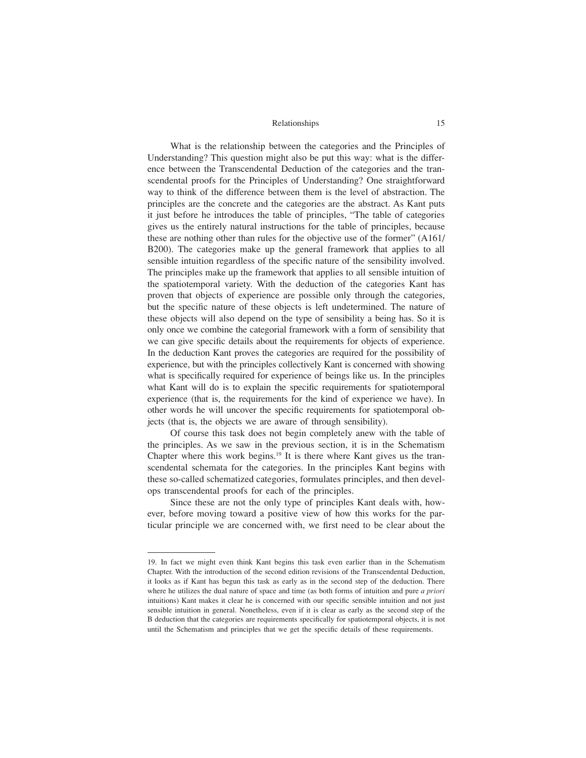What is the relationship between the categories and the Principles of Understanding? This question might also be put this way: what is the difference between the Transcendental Deduction of the categories and the transcendental proofs for the Principles of Understanding? One straightforward way to think of the difference between them is the level of abstraction. The principles are the concrete and the categories are the abstract. As Kant puts it just before he introduces the table of principles, "The table of categories gives us the entirely natural instructions for the table of principles, because these are nothing other than rules for the objective use of the former" (A161/B200). The categories make up the general framework that applies to all sensible intuition regardless of the specific nature of the sensibility involved. The principles make up the framework that applies to all sensible intuition of the spatiotemporal variety. With the deduction of the categories Kant has proven that objects of experience are possible only through the categories, but the specific nature of these objects is left undetermined. The nature of these objects will also depend on the type of sensibility a being has. So it is only once we combine the categorial framework with a form of sensibility that we can give specific details about the requirements for objects of experience. In the deduction Kant proves the categories are required for the possibility of experience, but with the principles collectively Kant is concerned with showing what is specifically required for experience of beings like us. In the principles what Kant will do is to explain the specific requirements for spatiotemporal experience (that is, the requirements for the kind of experience we have). In other words he will uncover the specific requirements for spatiotemporal objects (that is, the objects we are aware of through sensibility).

Of course this task does not begin completely anew with the table of the principles. As we saw in the previous section, it is in the Schematism Chapter where this work begins.[19] It is there where Kant gives us the transcendental schemata for the categories. In the principles Kant begins with these so-called schematized categories, formulates principles, and then develops transcendental proofs for each of the principles.

Since these are not the only type of principles Kant deals with, however, before moving toward a positive view of how this works for the particular principle we are concerned with, we first need to be clear about the

---

19. In fact we might even think Kant begins this task even earlier than in the Schematism Chapter. With the introduction of the second edition revisions of the Transcendental Deduction, it looks as if Kant has begun this task as early as in the second step of the deduction. There where he utilizes the dual nature of space and time (as both forms of intuition and pure *a priori* intuitions) Kant makes it clear he is concerned with our specific sensible intuition and not just sensible intuition in general. Nonetheless, even if it is clear as early as the second step of the B deduction that the categories are requirements specifically for spatiotemporal objects, it is not until the Schematism and principles that we get the specific details of these requirements.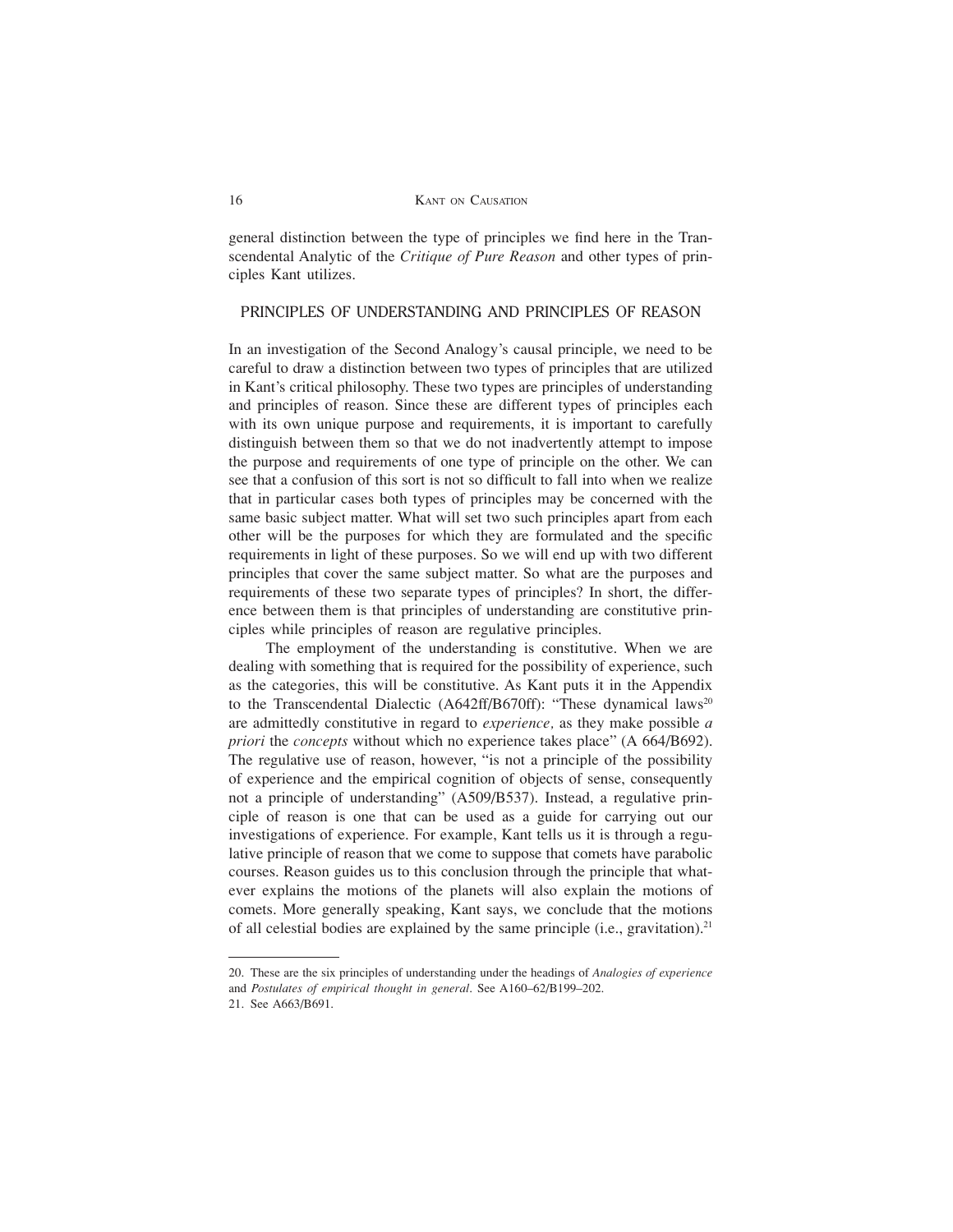general distinction between the type of principles we find here in the Transcendental Analytic of the *Critique of Pure Reason* and other types of principles Kant utilizes.

## PRINCIPLES OF UNDERSTANDING AND PRINCIPLES OF REASON

In an investigation of the Second Analogy's causal principle, we need to be careful to draw a distinction between two types of principles that are utilized in Kant's critical philosophy. These two types are principles of understanding and principles of reason. Since these are different types of principles each with its own unique purpose and requirements, it is important to carefully distinguish between them so that we do not inadvertently attempt to impose the purpose and requirements of one type of principle on the other. We can see that a confusion of this sort is not so difficult to fall into when we realize that in particular cases both types of principles may be concerned with the same basic subject matter. What will set two such principles apart from each other will be the purposes for which they are formulated and the specific requirements in light of these purposes. So we will end up with two different principles that cover the same subject matter. So what are the purposes and requirements of these two separate types of principles? In short, the difference between them is that principles of understanding are constitutive principles while principles of reason are regulative principles.

The employment of the understanding is constitutive. When we are dealing with something that is required for the possibility of experience, such as the categories, this will be constitutive. As Kant puts it in the Appendix to the Transcendental Dialectic (A642ff/B670ff): "These dynamical laws[20] are admittedly constitutive in regard to *experience,* as they make possible *a priori* the *concepts* without which no experience takes place" (A 664/B692). The regulative use of reason, however, "is not a principle of the possibility of experience and the empirical cognition of objects of sense, consequently not a principle of understanding" (A509/B537). Instead, a regulative principle of reason is one that can be used as a guide for carrying out our investigations of experience. For example, Kant tells us it is through a regulative principle of reason that we come to suppose that comets have parabolic courses. Reason guides us to this conclusion through the principle that whatever explains the motions of the planets will also explain the motions of comets. More generally speaking, Kant says, we conclude that the motions of all celestial bodies are explained by the same principle (i.e., gravitation).[21]

---

20. These are the six principles of understanding under the headings of *Analogies of experience* and *Postulates of empirical thought in general*. See A160–62/B199–202.

21. See A663/B691.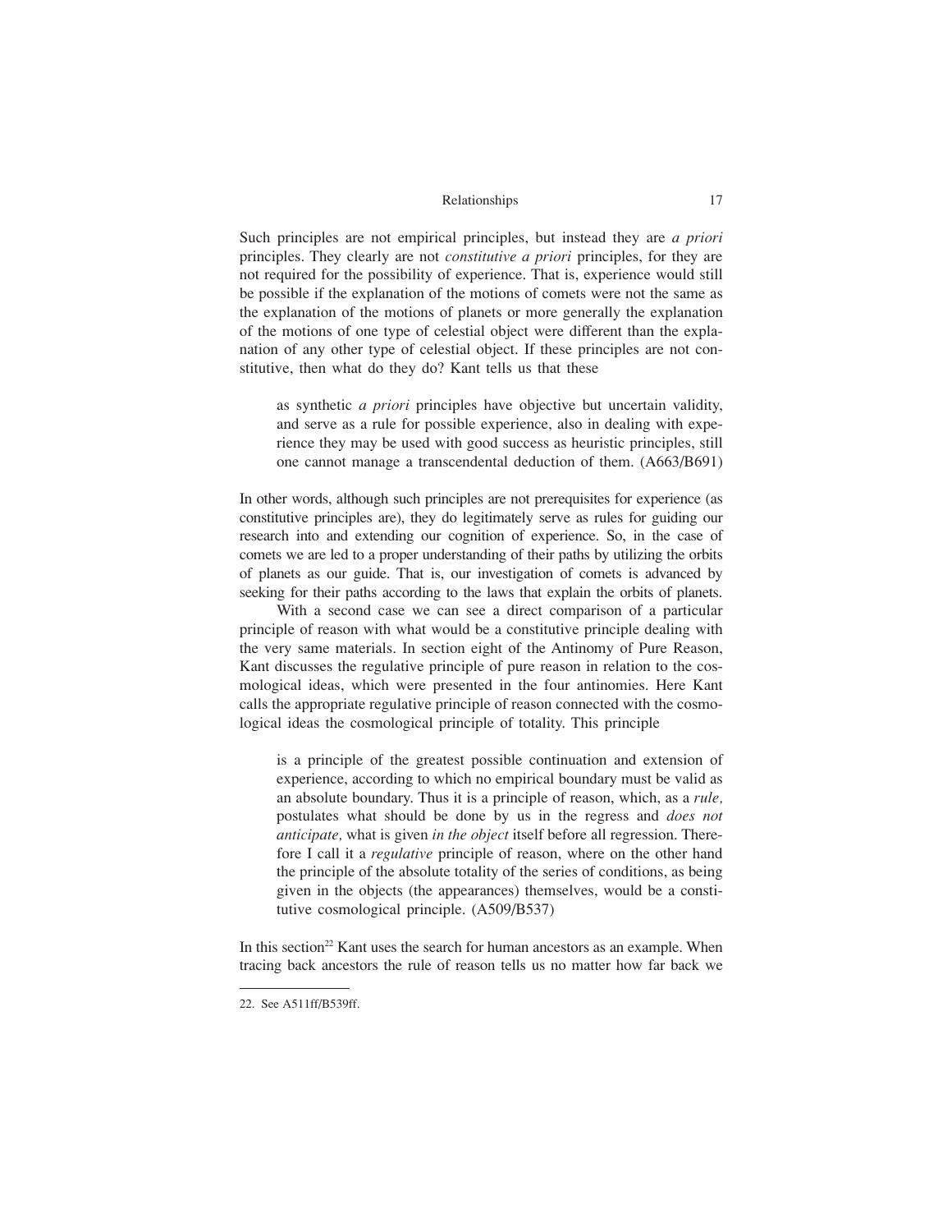Such principles are not empirical principles, but instead they are *a priori* principles. They clearly are not *constitutive a priori* principles, for they are not required for the possibility of experience. That is, experience would still be possible if the explanation of the motions of comets were not the same as the explanation of the motions of planets or more generally the explanation of the motions of one type of celestial object were different than the explanation of any other type of celestial object. If these principles are not constitutive, then what do they do? Kant tells us that these

> as synthetic *a priori* principles have objective but uncertain validity, and serve as a rule for possible experience, also in dealing with experience they may be used with good success as heuristic principles, still one cannot manage a transcendental deduction of them. (A663/B691)

In other words, although such principles are not prerequisites for experience (as constitutive principles are), they do legitimately serve as rules for guiding our research into and extending our cognition of experience. So, in the case of comets we are led to a proper understanding of their paths by utilizing the orbits of planets as our guide. That is, our investigation of comets is advanced by seeking for their paths according to the laws that explain the orbits of planets.

With a second case we can see a direct comparison of a particular principle of reason with what would be a constitutive principle dealing with the very same materials. In section eight of the Antinomy of Pure Reason, Kant discusses the regulative principle of pure reason in relation to the cosmological ideas, which were presented in the four antinomies. Here Kant calls the appropriate regulative principle of reason connected with the cosmological ideas the cosmological principle of totality. This principle

> is a principle of the greatest possible continuation and extension of experience, according to which no empirical boundary must be valid as an absolute boundary. Thus it is a principle of reason, which, as a *rule,* postulates what should be done by us in the regress and *does not anticipate,* what is given *in the object* itself before all regression. Therefore I call it a *regulative* principle of reason, where on the other hand the principle of the absolute totality of the series of conditions, as being given in the objects (the appearances) themselves, would be a constitutive cosmological principle. (A509/B537)

In this section[22] Kant uses the search for human ancestors as an example. When tracing back ancestors the rule of reason tells us no matter how far back we

22. See A511ff/B539ff.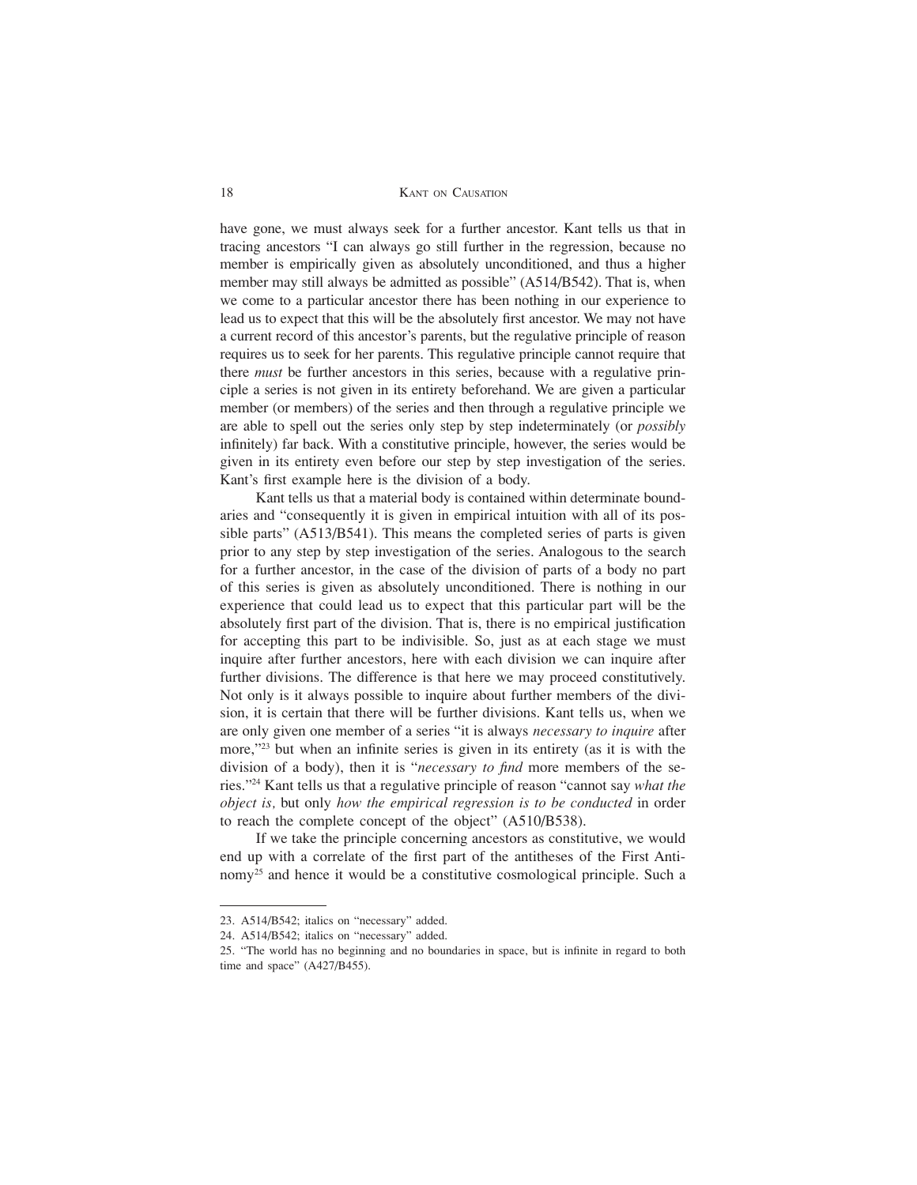have gone, we must always seek for a further ancestor. Kant tells us that in tracing ancestors "I can always go still further in the regression, because no member is empirically given as absolutely unconditioned, and thus a higher member may still always be admitted as possible" (A514/B542). That is, when we come to a particular ancestor there has been nothing in our experience to lead us to expect that this will be the absolutely first ancestor. We may not have a current record of this ancestor's parents, but the regulative principle of reason requires us to seek for her parents. This regulative principle cannot require that there *must* be further ancestors in this series, because with a regulative principle a series is not given in its entirety beforehand. We are given a particular member (or members) of the series and then through a regulative principle we are able to spell out the series only step by step indeterminately (or *possibly* infinitely) far back. With a constitutive principle, however, the series would be given in its entirety even before our step by step investigation of the series. Kant's first example here is the division of a body.

Kant tells us that a material body is contained within determinate boundaries and "consequently it is given in empirical intuition with all of its possible parts" (A513/B541). This means the completed series of parts is given prior to any step by step investigation of the series. Analogous to the search for a further ancestor, in the case of the division of parts of a body no part of this series is given as absolutely unconditioned. There is nothing in our experience that could lead us to expect that this particular part will be the absolutely first part of the division. That is, there is no empirical justification for accepting this part to be indivisible. So, just as at each stage we must inquire after further ancestors, here with each division we can inquire after further divisions. The difference is that here we may proceed constitutively. Not only is it always possible to inquire about further members of the division, it is certain that there will be further divisions. Kant tells us, when we are only given one member of a series "it is always *necessary to inquire* after more,"[23] but when an infinite series is given in its entirety (as it is with the division of a body), then it is "*necessary to find* more members of the series."[24] Kant tells us that a regulative principle of reason "cannot say *what the object is,* but only *how the empirical regression is to be conducted* in order to reach the complete concept of the object" (A510/B538).

If we take the principle concerning ancestors as constitutive, we would end up with a correlate of the first part of the antitheses of the First Antinomy[25] and hence it would be a constitutive cosmological principle. Such a

---

23. A514/B542; italics on "necessary" added.

24. A514/B542; italics on "necessary" added.

25. "The world has no beginning and no boundaries in space, but is infinite in regard to both time and space" (A427/B455).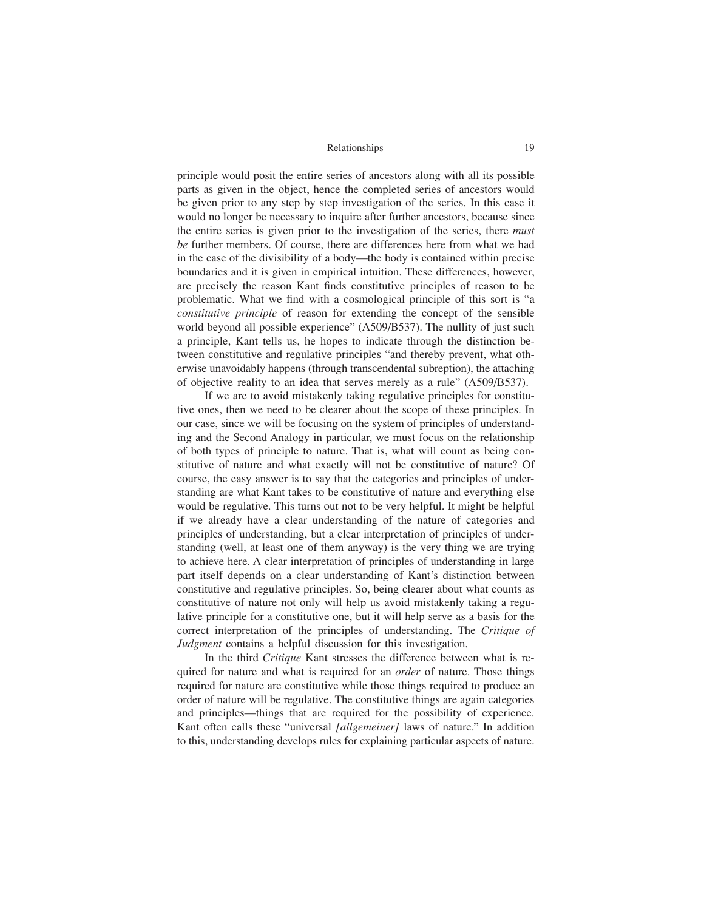principle would posit the entire series of ancestors along with all its possible parts as given in the object, hence the completed series of ancestors would be given prior to any step by step investigation of the series. In this case it would no longer be necessary to inquire after further ancestors, because since the entire series is given prior to the investigation of the series, there *must be* further members. Of course, there are differences here from what we had in the case of the divisibility of a body—the body is contained within precise boundaries and it is given in empirical intuition. These differences, however, are precisely the reason Kant finds constitutive principles of reason to be problematic. What we find with a cosmological principle of this sort is "a *constitutive principle* of reason for extending the concept of the sensible world beyond all possible experience" (A509/B537). The nullity of just such a principle, Kant tells us, he hopes to indicate through the distinction between constitutive and regulative principles "and thereby prevent, what otherwise unavoidably happens (through transcendental subreption), the attaching of objective reality to an idea that serves merely as a rule" (A509/B537).

If we are to avoid mistakenly taking regulative principles for constitutive ones, then we need to be clearer about the scope of these principles. In our case, since we will be focusing on the system of principles of understanding and the Second Analogy in particular, we must focus on the relationship of both types of principle to nature. That is, what will count as being constitutive of nature and what exactly will not be constitutive of nature? Of course, the easy answer is to say that the categories and principles of understanding are what Kant takes to be constitutive of nature and everything else would be regulative. This turns out not to be very helpful. It might be helpful if we already have a clear understanding of the nature of categories and principles of understanding, but a clear interpretation of principles of understanding (well, at least one of them anyway) is the very thing we are trying to achieve here. A clear interpretation of principles of understanding in large part itself depends on a clear understanding of Kant's distinction between constitutive and regulative principles. So, being clearer about what counts as constitutive of nature not only will help us avoid mistakenly taking a regulative principle for a constitutive one, but it will help serve as a basis for the correct interpretation of the principles of understanding. The *Critique of Judgment* contains a helpful discussion for this investigation.

In the third *Critique* Kant stresses the difference between what is required for nature and what is required for an *order* of nature. Those things required for nature are constitutive while those things required to produce an order of nature will be regulative. The constitutive things are again categories and principles—things that are required for the possibility of experience. Kant often calls these "universal *[allgemeiner]* laws of nature." In addition to this, understanding develops rules for explaining particular aspects of nature.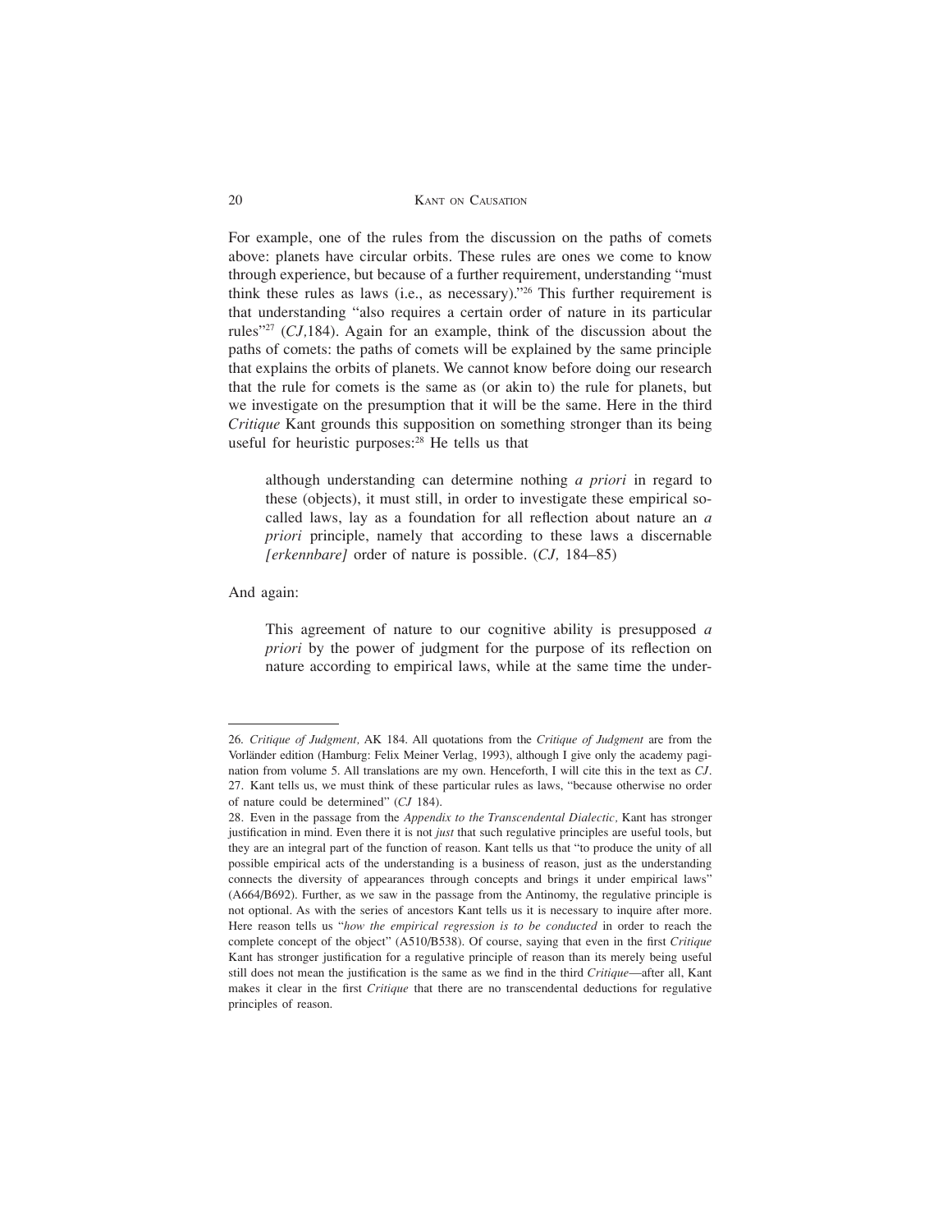For example, one of the rules from the discussion on the paths of comets above: planets have circular orbits. These rules are ones we come to know through experience, but because of a further requirement, understanding "must think these rules as laws (i.e., as necessary)."[26] This further requirement is that understanding "also requires a certain order of nature in its particular rules"[27] (*CJ*,184). Again for an example, think of the discussion about the paths of comets: the paths of comets will be explained by the same principle that explains the orbits of planets. We cannot know before doing our research that the rule for comets is the same as (or akin to) the rule for planets, but we investigate on the presumption that it will be the same. Here in the third *Critique* Kant grounds this supposition on something stronger than its being useful for heuristic purposes:[28] He tells us that

> although understanding can determine nothing *a priori* in regard to these (objects), it must still, in order to investigate these empirical so-called laws, lay as a foundation for all reflection about nature an *a priori* principle, namely that according to these laws a discernable *[erkennbare]* order of nature is possible. (*CJ,* 184–85)

And again:

> This agreement of nature to our cognitive ability is presupposed *a priori* by the power of judgment for the purpose of its reflection on nature according to empirical laws, while at the same time the under-

---

26. *Critique of Judgment,* AK 184. All quotations from the *Critique of Judgment* are from the Vorländer edition (Hamburg: Felix Meiner Verlag, 1993), although I give only the academy pagination from volume 5. All translations are my own. Henceforth, I will cite this in the text as *CJ*.

27. Kant tells us, we must think of these particular rules as laws, "because otherwise no order of nature could be determined" (*CJ* 184).

28. Even in the passage from the *Appendix to the Transcendental Dialectic,* Kant has stronger justification in mind. Even there it is not *just* that such regulative principles are useful tools, but they are an integral part of the function of reason. Kant tells us that "to produce the unity of all possible empirical acts of the understanding is a business of reason, just as the understanding connects the diversity of appearances through concepts and brings it under empirical laws" (A664/B692). Further, as we saw in the passage from the Antinomy, the regulative principle is not optional. As with the series of ancestors Kant tells us it is necessary to inquire after more. Here reason tells us "*how the empirical regression is to be conducted* in order to reach the complete concept of the object" (A510/B538). Of course, saying that even in the first *Critique* Kant has stronger justification for a regulative principle of reason than its merely being useful still does not mean the justification is the same as we find in the third *Critique*—after all, Kant makes it clear in the first *Critique* that there are no transcendental deductions for regulative principles of reason.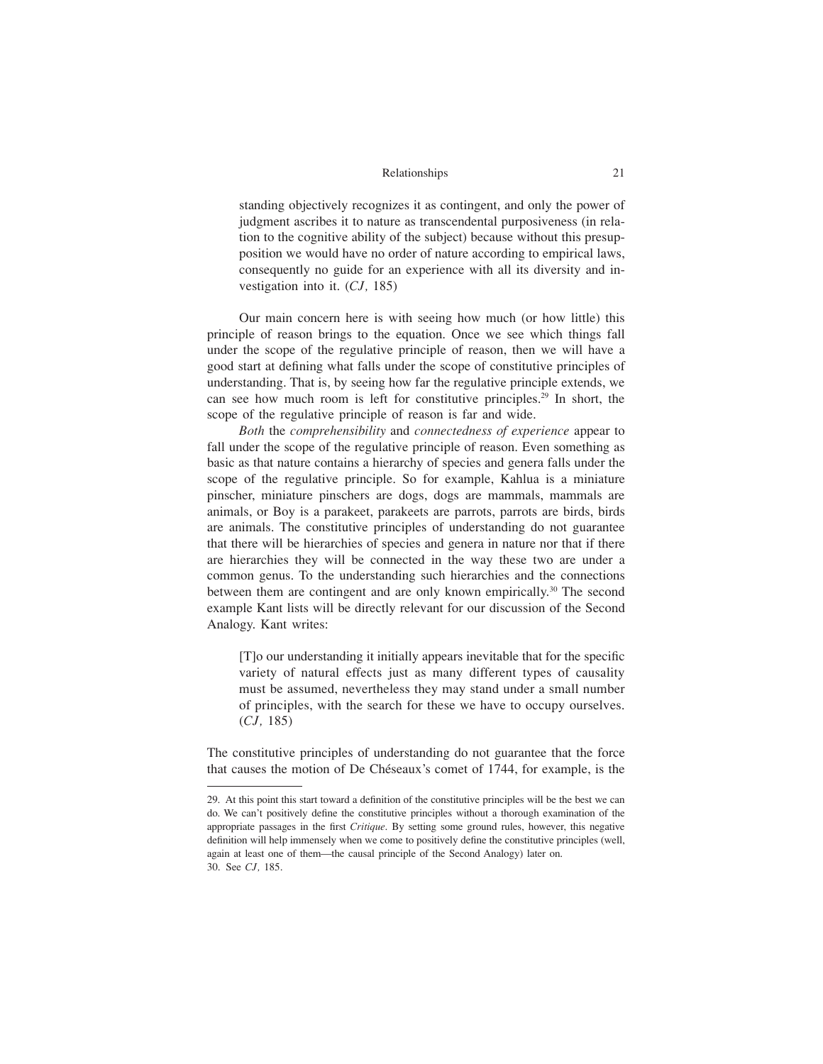> standing objectively recognizes it as contingent, and only the power of judgment ascribes it to nature as transcendental purposiveness (in relation to the cognitive ability of the subject) because without this presupposition we would have no order of nature according to empirical laws, consequently no guide for an experience with all its diversity and investigation into it. (*CJ,* 185)

Our main concern here is with seeing how much (or how little) this principle of reason brings to the equation. Once we see which things fall under the scope of the regulative principle of reason, then we will have a good start at defining what falls under the scope of constitutive principles of understanding. That is, by seeing how far the regulative principle extends, we can see how much room is left for constitutive principles.[29] In short, the scope of the regulative principle of reason is far and wide.

*Both* the *comprehensibility* and *connectedness of experience* appear to fall under the scope of the regulative principle of reason. Even something as basic as that nature contains a hierarchy of species and genera falls under the scope of the regulative principle. So for example, Kahlua is a miniature pinscher, miniature pinschers are dogs, dogs are mammals, mammals are animals, or Boy is a parakeet, parakeets are parrots, parrots are birds, birds are animals. The constitutive principles of understanding do not guarantee that there will be hierarchies of species and genera in nature nor that if there are hierarchies they will be connected in the way these two are under a common genus. To the understanding such hierarchies and the connections between them are contingent and are only known empirically.[30] The second example Kant lists will be directly relevant for our discussion of the Second Analogy. Kant writes:

> [T]o our understanding it initially appears inevitable that for the specific variety of natural effects just as many different types of causality must be assumed, nevertheless they may stand under a small number of principles, with the search for these we have to occupy ourselves. (*CJ,* 185)

The constitutive principles of understanding do not guarantee that the force that causes the motion of De Chéseaux's comet of 1744, for example, is the

29. At this point this start toward a definition of the constitutive principles will be the best we can do. We can't positively define the constitutive principles without a thorough examination of the appropriate passages in the first *Critique*. By setting some ground rules, however, this negative definition will help immensely when we come to positively define the constitutive principles (well, again at least one of them—the causal principle of the Second Analogy) later on.

30. See *CJ,* 185.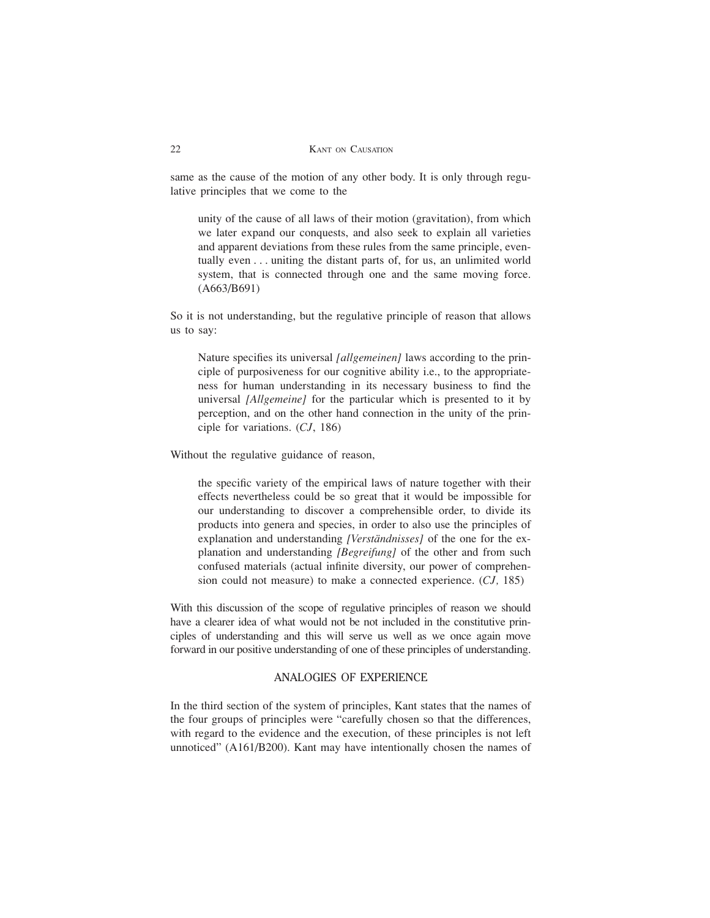same as the cause of the motion of any other body. It is only through regulative principles that we come to the

> unity of the cause of all laws of their motion (gravitation), from which we later expand our conquests, and also seek to explain all varieties and apparent deviations from these rules from the same principle, eventually even . . . uniting the distant parts of, for us, an unlimited world system, that is connected through one and the same moving force. (A663/B691)

So it is not understanding, but the regulative principle of reason that allows us to say:

> Nature specifies its universal *[allgemeinen]* laws according to the principle of purposiveness for our cognitive ability i.e., to the appropriateness for human understanding in its necessary business to find the universal *[Allgemeine]* for the particular which is presented to it by perception, and on the other hand connection in the unity of the principle for variations. (*CJ*, 186)

Without the regulative guidance of reason,

> the specific variety of the empirical laws of nature together with their effects nevertheless could be so great that it would be impossible for our understanding to discover a comprehensible order, to divide its products into genera and species, in order to also use the principles of explanation and understanding *[Verständnisses]* of the one for the explanation and understanding *[Begreifung]* of the other and from such confused materials (actual infinite diversity, our power of comprehension could not measure) to make a connected experience. (*CJ,* 185)

With this discussion of the scope of regulative principles of reason we should have a clearer idea of what would not be not included in the constitutive principles of understanding and this will serve us well as we once again move forward in our positive understanding of one of these principles of understanding.

## ANALOGIES OF EXPERIENCE

In the third section of the system of principles, Kant states that the names of the four groups of principles were "carefully chosen so that the differences, with regard to the evidence and the execution, of these principles is not left unnoticed" (A161/B200). Kant may have intentionally chosen the names of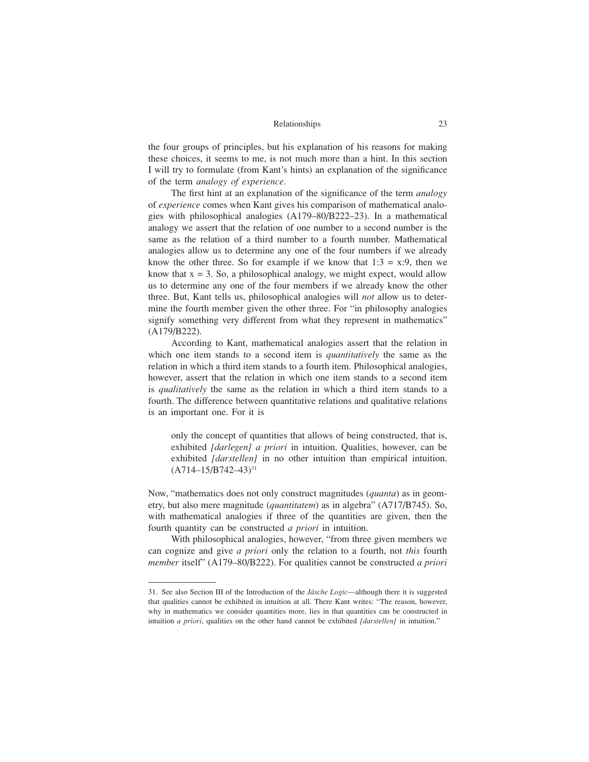the four groups of principles, but his explanation of his reasons for making these choices, it seems to me, is not much more than a hint. In this section I will try to formulate (from Kant's hints) an explanation of the significance of the term *analogy of experience*.

The first hint at an explanation of the significance of the term *analogy* of *experience* comes when Kant gives his comparison of mathematical analogies with philosophical analogies (A179–80/B222–23). In a mathematical analogy we assert that the relation of one number to a second number is the same as the relation of a third number to a fourth number. Mathematical analogies allow us to determine any one of the four numbers if we already know the other three. So for example if we know that $1:3 = x:9$, then we know that $x = 3$. So, a philosophical analogy, we might expect, would allow us to determine any one of the four members if we already know the other three. But, Kant tells us, philosophical analogies will *not* allow us to determine the fourth member given the other three. For "in philosophy analogies signify something very different from what they represent in mathematics" (A179/B222).

According to Kant, mathematical analogies assert that the relation in which one item stands to a second item is *quantitatively* the same as the relation in which a third item stands to a fourth item. Philosophical analogies, however, assert that the relation in which one item stands to a second item is *qualitatively* the same as the relation in which a third item stands to a fourth. The difference between quantitative relations and qualitative relations is an important one. For it is

> only the concept of quantities that allows of being constructed, that is, exhibited *[darlegen] a priori* in intuition. Qualities, however, can be exhibited *[darstellen]* in no other intuition than empirical intuition. (A714–15/B742–43)[31]

Now, "mathematics does not only construct magnitudes (*quanta*) as in geometry, but also mere magnitude (*quantitatem*) as in algebra" (A717/B745). So, with mathematical analogies if three of the quantities are given, then the fourth quantity can be constructed *a priori* in intuition.

With philosophical analogies, however, "from three given members we can cognize and give *a priori* only the relation to a fourth, not *this* fourth *member* itself" (A179–80/B222). For qualities cannot be constructed *a priori*

---

31. See also Section III of the Introduction of the *Jäsche Logic*—although there it is suggested that qualities cannot be exhibited in intuition at all. There Kant writes: "The reason, however, why in mathematics we consider quantities more, lies in that quantities can be constructed in intuition *a priori*, qualities on the other hand cannot be exhibited *[darstellen]* in intuition."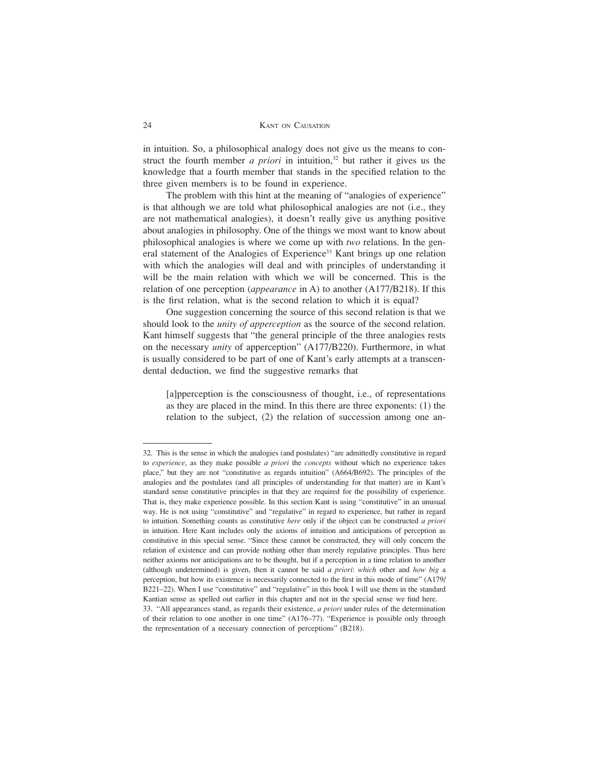in intuition. So, a philosophical analogy does not give us the means to construct the fourth member *a priori* in intuition,[32] but rather it gives us the knowledge that a fourth member that stands in the specified relation to the three given members is to be found in experience.

The problem with this hint at the meaning of "analogies of experience" is that although we are told what philosophical analogies are not (i.e., they are not mathematical analogies), it doesn't really give us anything positive about analogies in philosophy. One of the things we most want to know about philosophical analogies is where we come up with *two* relations. In the general statement of the Analogies of Experience[33] Kant brings up one relation with which the analogies will deal and with principles of understanding it will be the main relation with which we will be concerned. This is the relation of one perception (*appearance* in A) to another (A177/B218). If this is the first relation, what is the second relation to which it is equal?

One suggestion concerning the source of this second relation is that we should look to the *unity of apperception* as the source of the second relation. Kant himself suggests that "the general principle of the three analogies rests on the necessary *unity* of apperception" (A177/B220). Furthermore, in what is usually considered to be part of one of Kant's early attempts at a transcendental deduction, we find the suggestive remarks that

> [a]pperception is the consciousness of thought, i.e., of representations as they are placed in the mind. In this there are three exponents: (1) the relation to the subject, (2) the relation of succession among one an-

---

32. This is the sense in which the analogies (and postulates) "are admittedly constitutive in regard to *experience*, as they make possible *a priori* the *concepts* without which no experience takes place," but they are not "constitutive as regards intuition" (A664/B692). The principles of the analogies and the postulates (and all principles of understanding for that matter) are in Kant's standard sense constitutive principles in that they are required for the possibility of experience. That is, they make experience possible. In this section Kant is using "constitutive" in an unusual way. He is not using "constitutive" and "regulative" in regard to experience, but rather in regard to intuition. Something counts as constitutive *here* only if the object can be constructed *a priori* in intuition. Here Kant includes only the axioms of intuition and anticipations of perception as constitutive in this special sense. "Since these cannot be constructed, they will only concern the relation of existence and can provide nothing other than merely regulative principles. Thus here neither axioms nor anticipations are to be thought, but if a perception in a time relation to another (although undetermined) is given, then it cannot be said *a priori*: *which* other and *how big* a perception, but how its existence is necessarily connected to the first in this mode of time" (A179/B221–22). When I use "constitutive" and "regulative" in this book I will use them in the standard Kantian sense as spelled out earlier in this chapter and not in the special sense we find here.

33. "All appearances stand, as regards their existence, *a priori* under rules of the determination of their relation to one another in one time" (A176–77). "Experience is possible only through the representation of a necessary connection of perceptions" (B218).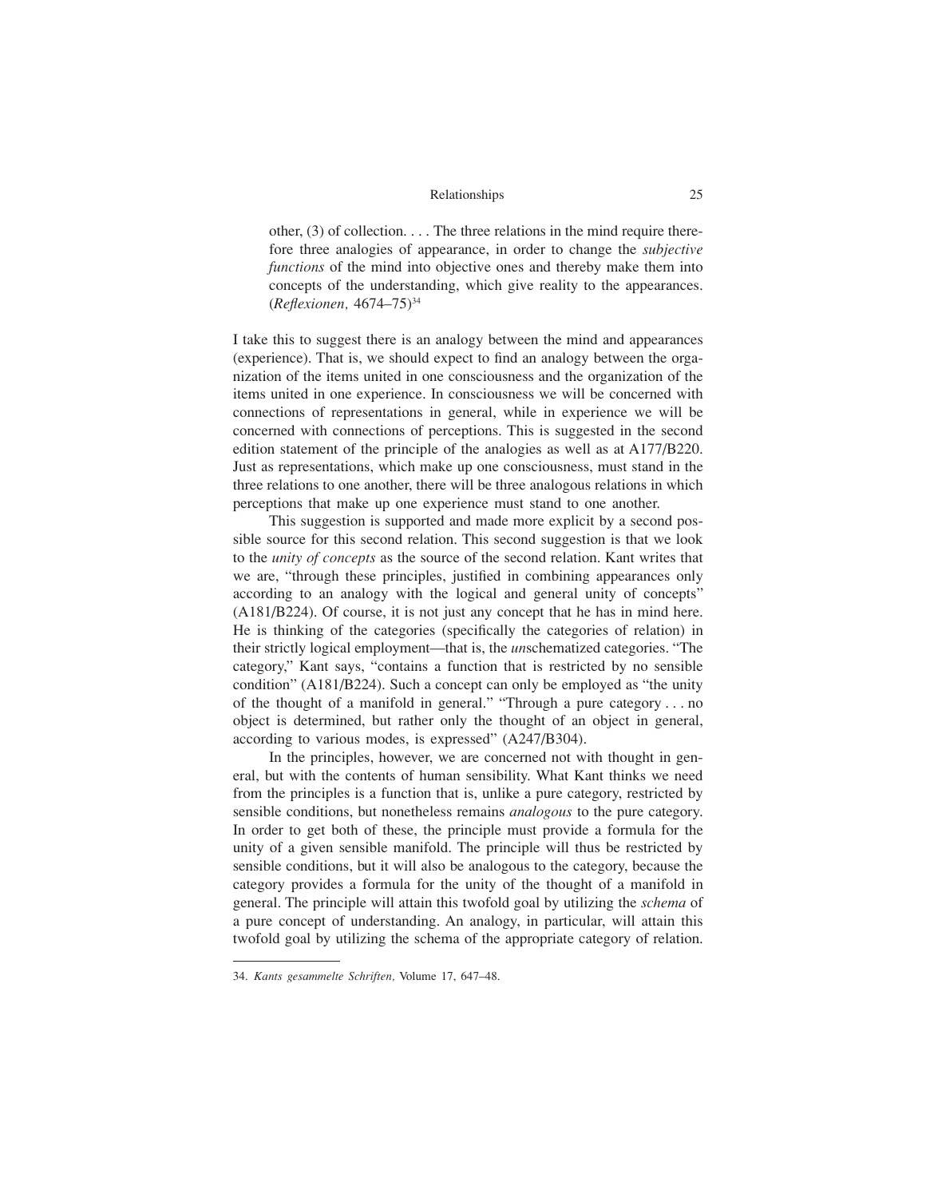> other, (3) of collection. . . . The three relations in the mind require therefore three analogies of appearance, in order to change the *subjective functions* of the mind into objective ones and thereby make them into concepts of the understanding, which give reality to the appearances. (*Reflexionen,* 4674–75)[34]

I take this to suggest there is an analogy between the mind and appearances (experience). That is, we should expect to find an analogy between the organization of the items united in one consciousness and the organization of the items united in one experience. In consciousness we will be concerned with connections of representations in general, while in experience we will be concerned with connections of perceptions. This is suggested in the second edition statement of the principle of the analogies as well as at A177/B220. Just as representations, which make up one consciousness, must stand in the three relations to one another, there will be three analogous relations in which perceptions that make up one experience must stand to one another.

This suggestion is supported and made more explicit by a second possible source for this second relation. This second suggestion is that we look to the *unity of concepts* as the source of the second relation. Kant writes that we are, "through these principles, justified in combining appearances only according to an analogy with the logical and general unity of concepts" (A181/B224). Of course, it is not just any concept that he has in mind here. He is thinking of the categories (specifically the categories of relation) in their strictly logical employment—that is, the *un*schematized categories. "The category," Kant says, "contains a function that is restricted by no sensible condition" (A181/B224). Such a concept can only be employed as "the unity of the thought of a manifold in general." "Through a pure category . . . no object is determined, but rather only the thought of an object in general, according to various modes, is expressed" (A247/B304).

In the principles, however, we are concerned not with thought in general, but with the contents of human sensibility. What Kant thinks we need from the principles is a function that is, unlike a pure category, restricted by sensible conditions, but nonetheless remains *analogous* to the pure category. In order to get both of these, the principle must provide a formula for the unity of a given sensible manifold. The principle will thus be restricted by sensible conditions, but it will also be analogous to the category, because the category provides a formula for the unity of the thought of a manifold in general. The principle will attain this twofold goal by utilizing the *schema* of a pure concept of understanding. An analogy, in particular, will attain this twofold goal by utilizing the schema of the appropriate category of relation.

34. *Kants gesammelte Schriften,* Volume 17, 647–48.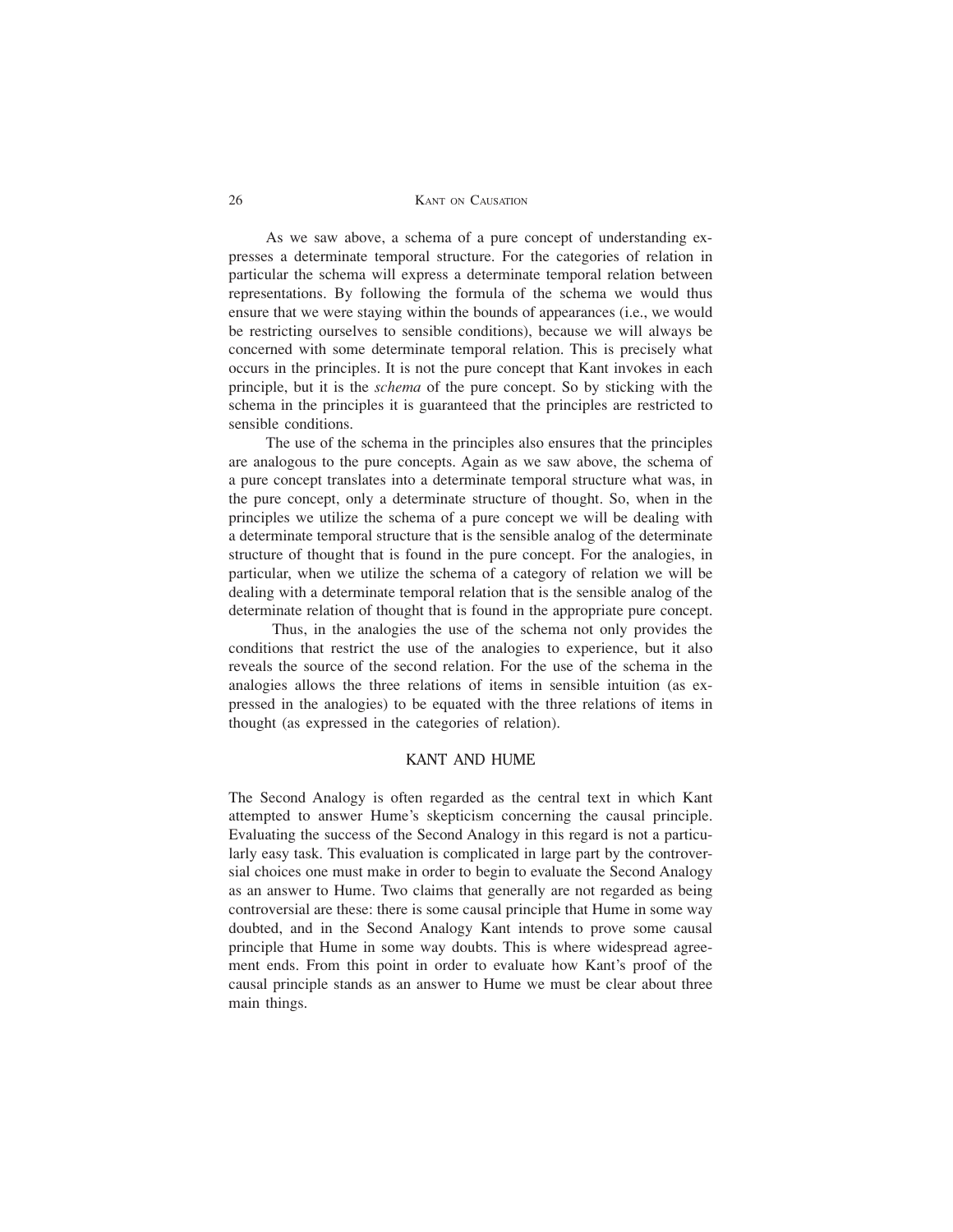As we saw above, a schema of a pure concept of understanding expresses a determinate temporal structure. For the categories of relation in particular the schema will express a determinate temporal relation between representations. By following the formula of the schema we would thus ensure that we were staying within the bounds of appearances (i.e., we would be restricting ourselves to sensible conditions), because we will always be concerned with some determinate temporal relation. This is precisely what occurs in the principles. It is not the pure concept that Kant invokes in each principle, but it is the *schema* of the pure concept. So by sticking with the schema in the principles it is guaranteed that the principles are restricted to sensible conditions.

The use of the schema in the principles also ensures that the principles are analogous to the pure concepts. Again as we saw above, the schema of a pure concept translates into a determinate temporal structure what was, in the pure concept, only a determinate structure of thought. So, when in the principles we utilize the schema of a pure concept we will be dealing with a determinate temporal structure that is the sensible analog of the determinate structure of thought that is found in the pure concept. For the analogies, in particular, when we utilize the schema of a category of relation we will be dealing with a determinate temporal relation that is the sensible analog of the determinate relation of thought that is found in the appropriate pure concept.

Thus, in the analogies the use of the schema not only provides the conditions that restrict the use of the analogies to experience, but it also reveals the source of the second relation. For the use of the schema in the analogies allows the three relations of items in sensible intuition (as expressed in the analogies) to be equated with the three relations of items in thought (as expressed in the categories of relation).

## KANT AND HUME

The Second Analogy is often regarded as the central text in which Kant attempted to answer Hume's skepticism concerning the causal principle. Evaluating the success of the Second Analogy in this regard is not a particularly easy task. This evaluation is complicated in large part by the controversial choices one must make in order to begin to evaluate the Second Analogy as an answer to Hume. Two claims that generally are not regarded as being controversial are these: there is some causal principle that Hume in some way doubted, and in the Second Analogy Kant intends to prove some causal principle that Hume in some way doubts. This is where widespread agreement ends. From this point in order to evaluate how Kant's proof of the causal principle stands as an answer to Hume we must be clear about three main things.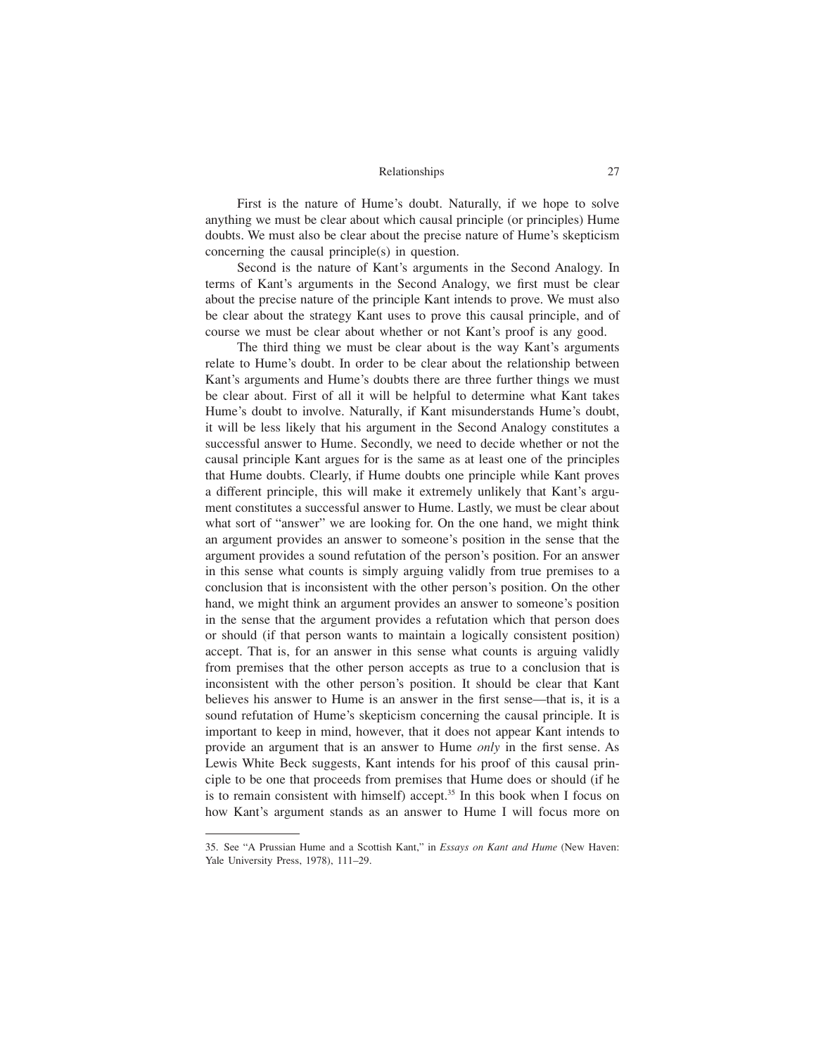First is the nature of Hume's doubt. Naturally, if we hope to solve anything we must be clear about which causal principle (or principles) Hume doubts. We must also be clear about the precise nature of Hume's skepticism concerning the causal principle(s) in question.

Second is the nature of Kant's arguments in the Second Analogy. In terms of Kant's arguments in the Second Analogy, we first must be clear about the precise nature of the principle Kant intends to prove. We must also be clear about the strategy Kant uses to prove this causal principle, and of course we must be clear about whether or not Kant's proof is any good.

The third thing we must be clear about is the way Kant's arguments relate to Hume's doubt. In order to be clear about the relationship between Kant's arguments and Hume's doubts there are three further things we must be clear about. First of all it will be helpful to determine what Kant takes Hume's doubt to involve. Naturally, if Kant misunderstands Hume's doubt, it will be less likely that his argument in the Second Analogy constitutes a successful answer to Hume. Secondly, we need to decide whether or not the causal principle Kant argues for is the same as at least one of the principles that Hume doubts. Clearly, if Hume doubts one principle while Kant proves a different principle, this will make it extremely unlikely that Kant's argument constitutes a successful answer to Hume. Lastly, we must be clear about what sort of "answer" we are looking for. On the one hand, we might think an argument provides an answer to someone's position in the sense that the argument provides a sound refutation of the person's position. For an answer in this sense what counts is simply arguing validly from true premises to a conclusion that is inconsistent with the other person's position. On the other hand, we might think an argument provides an answer to someone's position in the sense that the argument provides a refutation which that person does or should (if that person wants to maintain a logically consistent position) accept. That is, for an answer in this sense what counts is arguing validly from premises that the other person accepts as true to a conclusion that is inconsistent with the other person's position. It should be clear that Kant believes his answer to Hume is an answer in the first sense—that is, it is a sound refutation of Hume's skepticism concerning the causal principle. It is important to keep in mind, however, that it does not appear Kant intends to provide an argument that is an answer to Hume *only* in the first sense. As Lewis White Beck suggests, Kant intends for his proof of this causal principle to be one that proceeds from premises that Hume does or should (if he is to remain consistent with himself) accept.[35] In this book when I focus on how Kant's argument stands as an answer to Hume I will focus more on

35. See "A Prussian Hume and a Scottish Kant," in *Essays on Kant and Hume* (New Haven: Yale University Press, 1978), 111–29.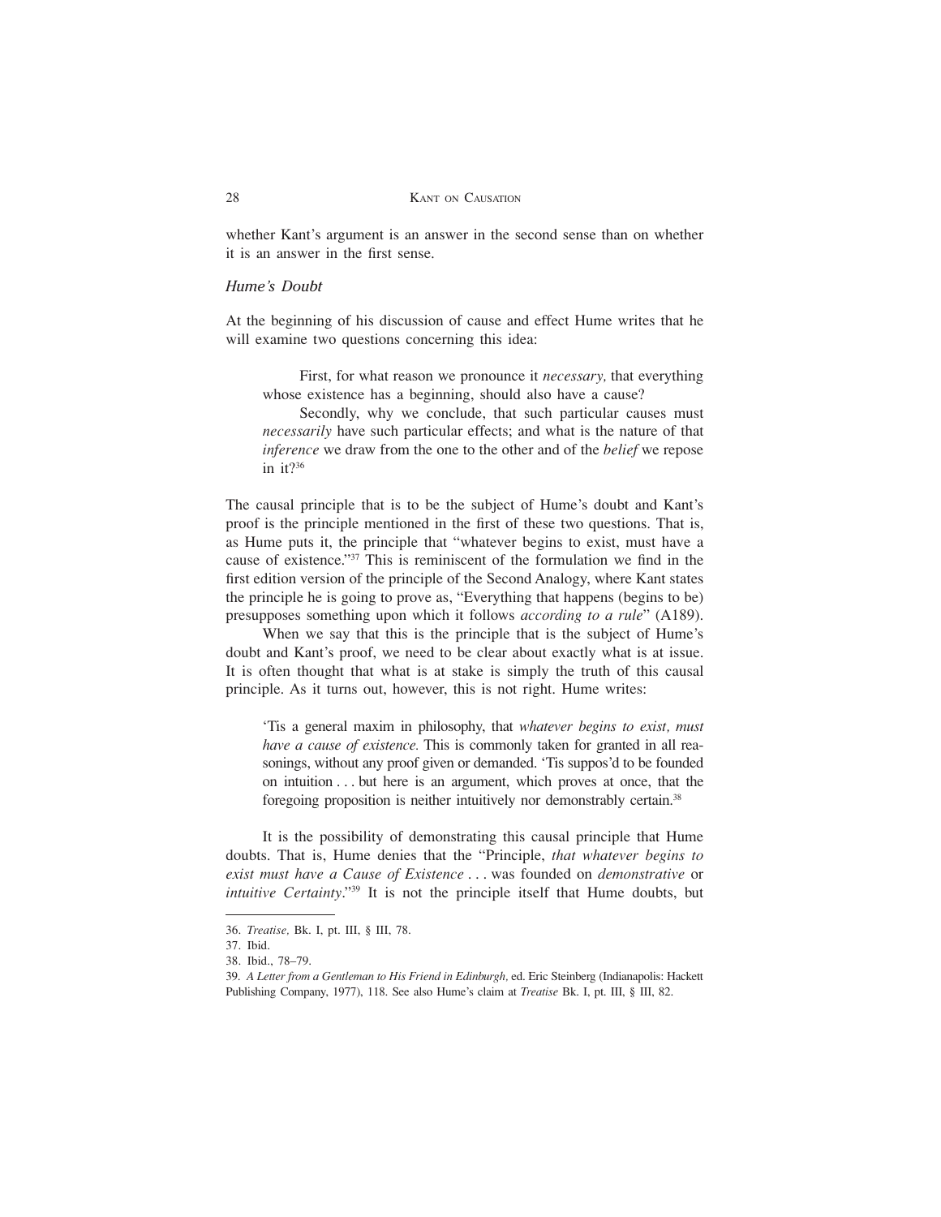whether Kant's argument is an answer in the second sense than on whether it is an answer in the first sense.

### *Hume's Doubt*

At the beginning of his discussion of cause and effect Hume writes that he will examine two questions concerning this idea:

> First, for what reason we pronounce it *necessary,* that everything whose existence has a beginning, should also have a cause?
>
> Secondly, why we conclude, that such particular causes must *necessarily* have such particular effects; and what is the nature of that *inference* we draw from the one to the other and of the *belief* we repose in it?[36]

The causal principle that is to be the subject of Hume's doubt and Kant's proof is the principle mentioned in the first of these two questions. That is, as Hume puts it, the principle that "whatever begins to exist, must have a cause of existence."[37] This is reminiscent of the formulation we find in the first edition version of the principle of the Second Analogy, where Kant states the principle he is going to prove as, "Everything that happens (begins to be) presupposes something upon which it follows *according to a rule*" (A189).

When we say that this is the principle that is the subject of Hume's doubt and Kant's proof, we need to be clear about exactly what is at issue. It is often thought that what is at stake is simply the truth of this causal principle. As it turns out, however, this is not right. Hume writes:

> 'Tis a general maxim in philosophy, that *whatever begins to exist, must have a cause of existence.* This is commonly taken for granted in all reasonings, without any proof given or demanded. 'Tis suppos'd to be founded on intuition . . . but here is an argument, which proves at once, that the foregoing proposition is neither intuitively nor demonstrably certain.[38]

It is the possibility of demonstrating this causal principle that Hume doubts. That is, Hume denies that the "Principle, *that whatever begins to exist must have a Cause of Existence* . . . was founded on *demonstrative* or *intuitive Certainty*."[39] It is not the principle itself that Hume doubts, but

---

36. *Treatise,* Bk. I, pt. III, § III, 78.

37. Ibid.

38. Ibid., 78–79.

39. *A Letter from a Gentleman to His Friend in Edinburgh,* ed. Eric Steinberg (Indianapolis: Hackett Publishing Company, 1977), 118. See also Hume's claim at *Treatise* Bk. I, pt. III, § III, 82.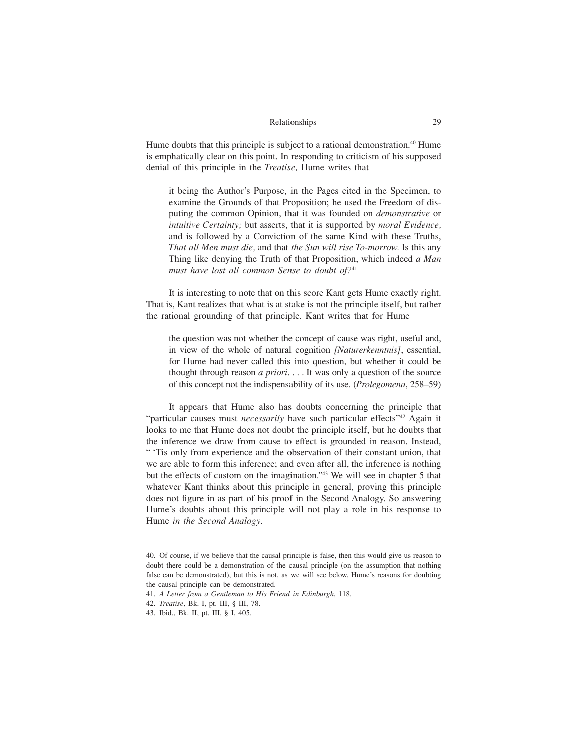Hume doubts that this principle is subject to a rational demonstration.[40] Hume is emphatically clear on this point. In responding to criticism of his supposed denial of this principle in the *Treatise,* Hume writes that

> it being the Author's Purpose, in the Pages cited in the Specimen, to examine the Grounds of that Proposition; he used the Freedom of disputing the common Opinion, that it was founded on *demonstrative* or *intuitive Certainty;* but asserts, that it is supported by *moral Evidence,* and is followed by a Conviction of the same Kind with these Truths, *That all Men must die,* and that *the Sun will rise To-morrow.* Is this any Thing like denying the Truth of that Proposition, which indeed *a Man must have lost all common Sense to doubt of?*[41]

It is interesting to note that on this score Kant gets Hume exactly right. That is, Kant realizes that what is at stake is not the principle itself, but rather the rational grounding of that principle. Kant writes that for Hume

> the question was not whether the concept of cause was right, useful and, in view of the whole of natural cognition *[Naturerkenntnis]*, essential, for Hume had never called this into question, but whether it could be thought through reason *a priori*. . . . It was only a question of the source of this concept not the indispensability of its use. (*Prolegomena*, 258–59)

It appears that Hume also has doubts concerning the principle that "particular causes must *necessarily* have such particular effects"[42] Again it looks to me that Hume does not doubt the principle itself, but he doubts that the inference we draw from cause to effect is grounded in reason. Instead, " 'Tis only from experience and the observation of their constant union, that we are able to form this inference; and even after all, the inference is nothing but the effects of custom on the imagination."[43] We will see in chapter 5 that whatever Kant thinks about this principle in general, proving this principle does not figure in as part of his proof in the Second Analogy. So answering Hume's doubts about this principle will not play a role in his response to Hume *in the Second Analogy*.

---

40. Of course, if we believe that the causal principle is false, then this would give us reason to doubt there could be a demonstration of the causal principle (on the assumption that nothing false can be demonstrated), but this is not, as we will see below, Hume's reasons for doubting the causal principle can be demonstrated.

41. *A Letter from a Gentleman to His Friend in Edinburgh*, 118.

42. *Treatise,* Bk. I, pt. III, § III, 78.

43. Ibid., Bk. II, pt. III, § I, 405.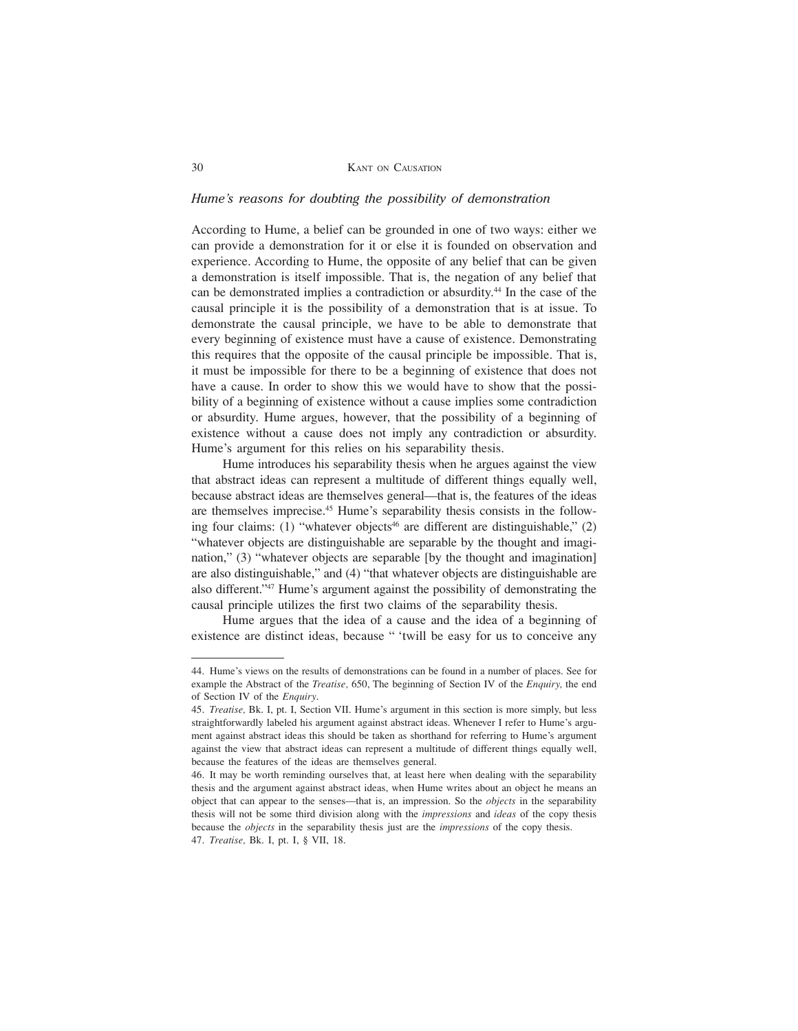### *Hume's reasons for doubting the possibility of demonstration*

According to Hume, a belief can be grounded in one of two ways: either we can provide a demonstration for it or else it is founded on observation and experience. According to Hume, the opposite of any belief that can be given a demonstration is itself impossible. That is, the negation of any belief that can be demonstrated implies a contradiction or absurdity.[44] In the case of the causal principle it is the possibility of a demonstration that is at issue. To demonstrate the causal principle, we have to be able to demonstrate that every beginning of existence must have a cause of existence. Demonstrating this requires that the opposite of the causal principle be impossible. That is, it must be impossible for there to be a beginning of existence that does not have a cause. In order to show this we would have to show that the possibility of a beginning of existence without a cause implies some contradiction or absurdity. Hume argues, however, that the possibility of a beginning of existence without a cause does not imply any contradiction or absurdity. Hume's argument for this relies on his separability thesis.

Hume introduces his separability thesis when he argues against the view that abstract ideas can represent a multitude of different things equally well, because abstract ideas are themselves general—that is, the features of the ideas are themselves imprecise.[45] Hume's separability thesis consists in the following four claims: (1) "whatever objects[46] are different are distinguishable," (2) "whatever objects are distinguishable are separable by the thought and imagination," (3) "whatever objects are separable [by the thought and imagination] are also distinguishable," and (4) "that whatever objects are distinguishable are also different."[47] Hume's argument against the possibility of demonstrating the causal principle utilizes the first two claims of the separability thesis.

Hume argues that the idea of a cause and the idea of a beginning of existence are distinct ideas, because " 'twill be easy for us to conceive any

---

44. Hume's views on the results of demonstrations can be found in a number of places. See for example the Abstract of the *Treatise*, 650, The beginning of Section IV of the *Enquiry*, the end of Section IV of the *Enquiry*.

45. *Treatise*, Bk. I, pt. I, Section VII. Hume's argument in this section is more simply, but less straightforwardly labeled his argument against abstract ideas. Whenever I refer to Hume's argument against abstract ideas this should be taken as shorthand for referring to Hume's argument against the view that abstract ideas can represent a multitude of different things equally well, because the features of the ideas are themselves general.

46. It may be worth reminding ourselves that, at least here when dealing with the separability thesis and the argument against abstract ideas, when Hume writes about an object he means an object that can appear to the senses—that is, an impression. So the *objects* in the separability thesis will not be some third division along with the *impressions* and *ideas* of the copy thesis because the *objects* in the separability thesis just are the *impressions* of the copy thesis.

47. *Treatise*, Bk. I, pt. I, § VII, 18.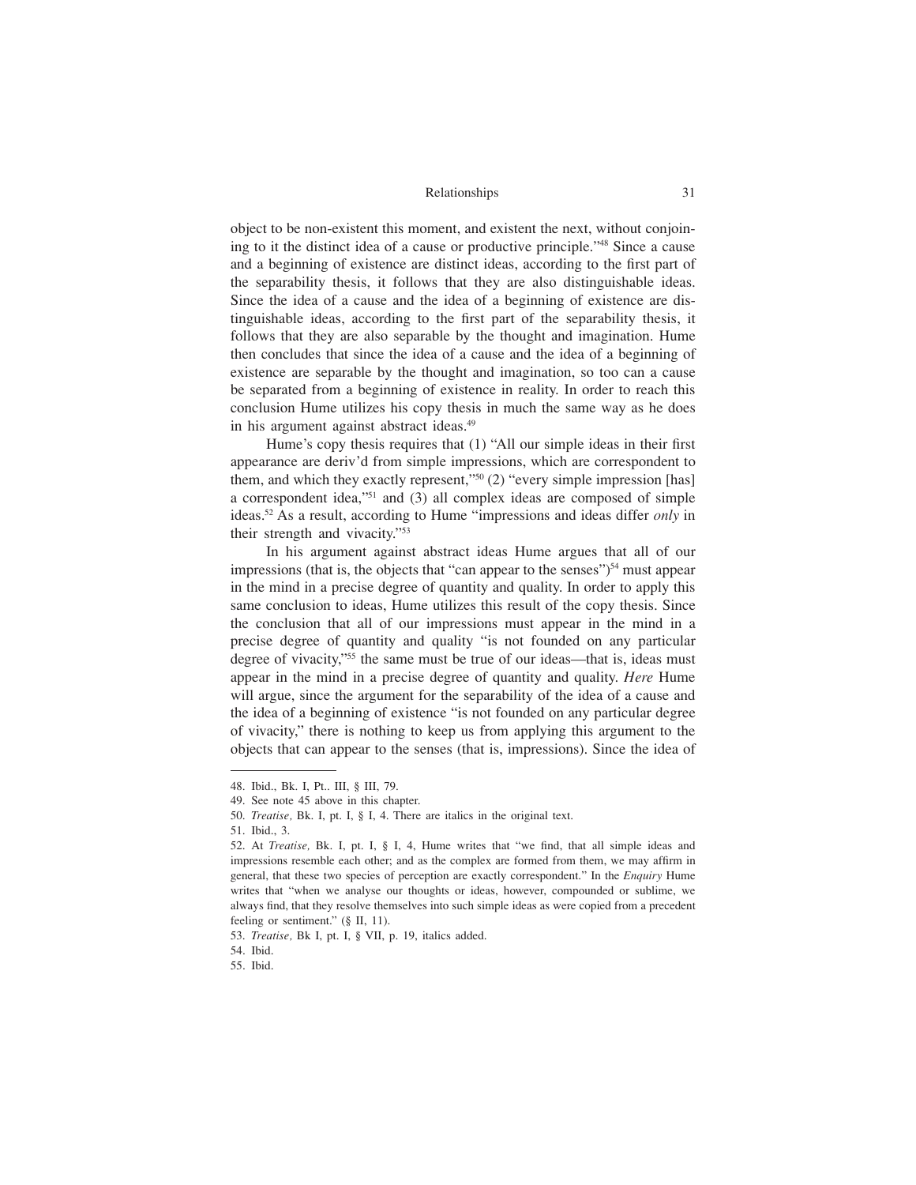object to be non-existent this moment, and existent the next, without conjoining to it the distinct idea of a cause or productive principle."[48] Since a cause and a beginning of existence are distinct ideas, according to the first part of the separability thesis, it follows that they are also distinguishable ideas. Since the idea of a cause and the idea of a beginning of existence are distinguishable ideas, according to the first part of the separability thesis, it follows that they are also separable by the thought and imagination. Hume then concludes that since the idea of a cause and the idea of a beginning of existence are separable by the thought and imagination, so too can a cause be separated from a beginning of existence in reality. In order to reach this conclusion Hume utilizes his copy thesis in much the same way as he does in his argument against abstract ideas.[49]

Hume's copy thesis requires that (1) "All our simple ideas in their first appearance are deriv'd from simple impressions, which are correspondent to them, and which they exactly represent,"[50] (2) "every simple impression [has] a correspondent idea,"[51] and (3) all complex ideas are composed of simple ideas.[52] As a result, according to Hume "impressions and ideas differ *only* in their strength and vivacity."[53]

In his argument against abstract ideas Hume argues that all of our impressions (that is, the objects that "can appear to the senses")[54] must appear in the mind in a precise degree of quantity and quality. In order to apply this same conclusion to ideas, Hume utilizes this result of the copy thesis. Since the conclusion that all of our impressions must appear in the mind in a precise degree of quantity and quality "is not founded on any particular degree of vivacity,"[55] the same must be true of our ideas—that is, ideas must appear in the mind in a precise degree of quantity and quality. *Here* Hume will argue, since the argument for the separability of the idea of a cause and the idea of a beginning of existence "is not founded on any particular degree of vivacity," there is nothing to keep us from applying this argument to the objects that can appear to the senses (that is, impressions). Since the idea of

---

48. Ibid., Bk. I, Pt.. III, § III, 79.

49. See note 45 above in this chapter.

50. *Treatise,* Bk. I, pt. I, § I, 4. There are italics in the original text.

51. Ibid., 3.

52. At *Treatise,* Bk. I, pt. I, § I, 4, Hume writes that "we find, that all simple ideas and impressions resemble each other; and as the complex are formed from them, we may affirm in general, that these two species of perception are exactly correspondent." In the *Enquiry* Hume writes that "when we analyse our thoughts or ideas, however, compounded or sublime, we always find, that they resolve themselves into such simple ideas as were copied from a precedent feeling or sentiment." (§ II, 11).

53. *Treatise,* Bk I, pt. I, § VII, p. 19, italics added.

54. Ibid.

55. Ibid.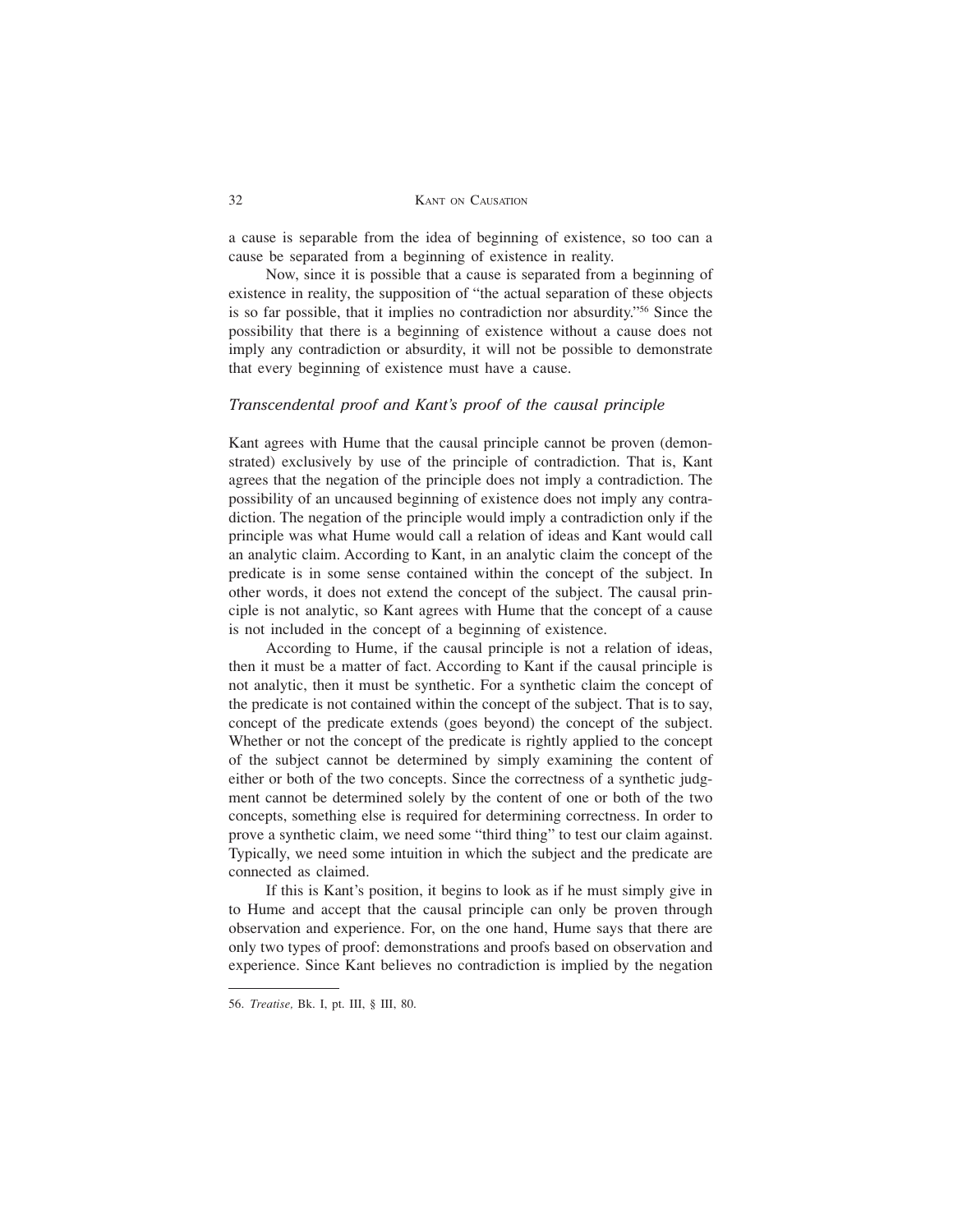a cause is separable from the idea of beginning of existence, so too can a cause be separated from a beginning of existence in reality.

Now, since it is possible that a cause is separated from a beginning of existence in reality, the supposition of "the actual separation of these objects is so far possible, that it implies no contradiction nor absurdity."[56] Since the possibility that there is a beginning of existence without a cause does not imply any contradiction or absurdity, it will not be possible to demonstrate that every beginning of existence must have a cause.

### *Transcendental proof and Kant's proof of the causal principle*

Kant agrees with Hume that the causal principle cannot be proven (demonstrated) exclusively by use of the principle of contradiction. That is, Kant agrees that the negation of the principle does not imply a contradiction. The possibility of an uncaused beginning of existence does not imply any contradiction. The negation of the principle would imply a contradiction only if the principle was what Hume would call a relation of ideas and Kant would call an analytic claim. According to Kant, in an analytic claim the concept of the predicate is in some sense contained within the concept of the subject. In other words, it does not extend the concept of the subject. The causal principle is not analytic, so Kant agrees with Hume that the concept of a cause is not included in the concept of a beginning of existence.

According to Hume, if the causal principle is not a relation of ideas, then it must be a matter of fact. According to Kant if the causal principle is not analytic, then it must be synthetic. For a synthetic claim the concept of the predicate is not contained within the concept of the subject. That is to say, concept of the predicate extends (goes beyond) the concept of the subject. Whether or not the concept of the predicate is rightly applied to the concept of the subject cannot be determined by simply examining the content of either or both of the two concepts. Since the correctness of a synthetic judgment cannot be determined solely by the content of one or both of the two concepts, something else is required for determining correctness. In order to prove a synthetic claim, we need some "third thing" to test our claim against. Typically, we need some intuition in which the subject and the predicate are connected as claimed.

If this is Kant's position, it begins to look as if he must simply give in to Hume and accept that the causal principle can only be proven through observation and experience. For, on the one hand, Hume says that there are only two types of proof: demonstrations and proofs based on observation and experience. Since Kant believes no contradiction is implied by the negation

---

56. *Treatise,* Bk. I, pt. III, § III, 80.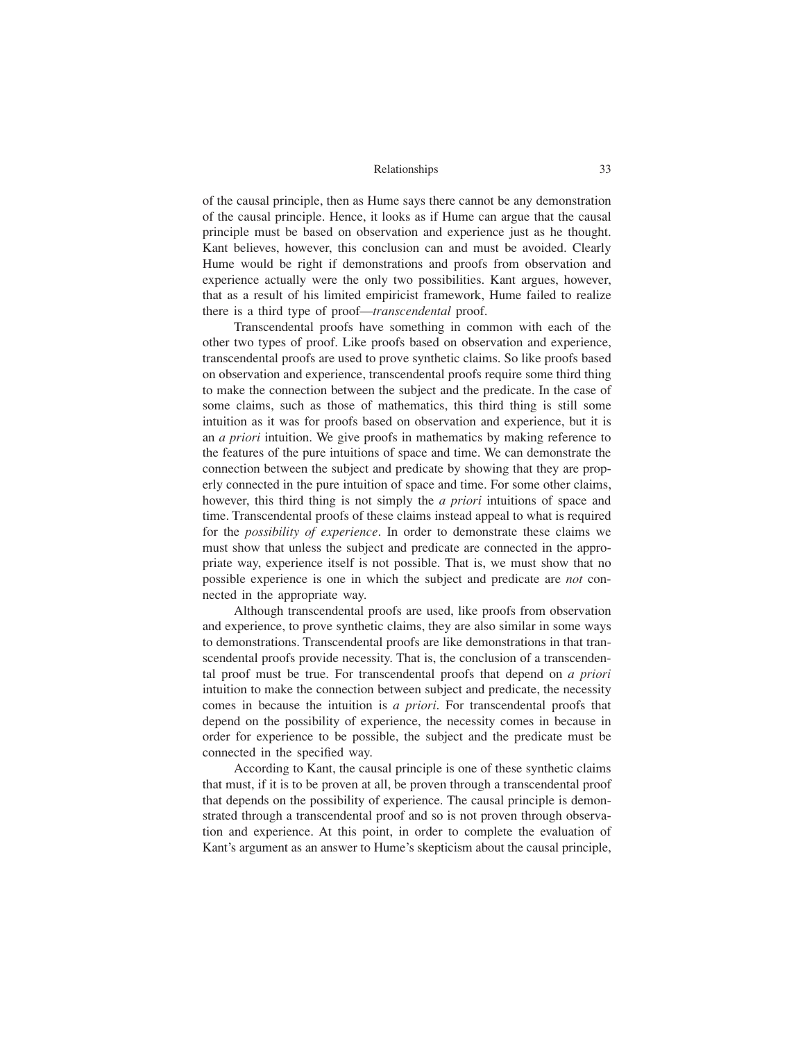of the causal principle, then as Hume says there cannot be any demonstration of the causal principle. Hence, it looks as if Hume can argue that the causal principle must be based on observation and experience just as he thought. Kant believes, however, this conclusion can and must be avoided. Clearly Hume would be right if demonstrations and proofs from observation and experience actually were the only two possibilities. Kant argues, however, that as a result of his limited empiricist framework, Hume failed to realize there is a third type of proof—*transcendental* proof.

Transcendental proofs have something in common with each of the other two types of proof. Like proofs based on observation and experience, transcendental proofs are used to prove synthetic claims. So like proofs based on observation and experience, transcendental proofs require some third thing to make the connection between the subject and the predicate. In the case of some claims, such as those of mathematics, this third thing is still some intuition as it was for proofs based on observation and experience, but it is an *a priori* intuition. We give proofs in mathematics by making reference to the features of the pure intuitions of space and time. We can demonstrate the connection between the subject and predicate by showing that they are properly connected in the pure intuition of space and time. For some other claims, however, this third thing is not simply the *a priori* intuitions of space and time. Transcendental proofs of these claims instead appeal to what is required for the *possibility of experience*. In order to demonstrate these claims we must show that unless the subject and predicate are connected in the appropriate way, experience itself is not possible. That is, we must show that no possible experience is one in which the subject and predicate are *not* connected in the appropriate way.

Although transcendental proofs are used, like proofs from observation and experience, to prove synthetic claims, they are also similar in some ways to demonstrations. Transcendental proofs are like demonstrations in that transcendental proofs provide necessity. That is, the conclusion of a transcendental proof must be true. For transcendental proofs that depend on *a priori* intuition to make the connection between subject and predicate, the necessity comes in because the intuition is *a priori*. For transcendental proofs that depend on the possibility of experience, the necessity comes in because in order for experience to be possible, the subject and the predicate must be connected in the specified way.

According to Kant, the causal principle is one of these synthetic claims that must, if it is to be proven at all, be proven through a transcendental proof that depends on the possibility of experience. The causal principle is demonstrated through a transcendental proof and so is not proven through observation and experience. At this point, in order to complete the evaluation of Kant's argument as an answer to Hume's skepticism about the causal principle,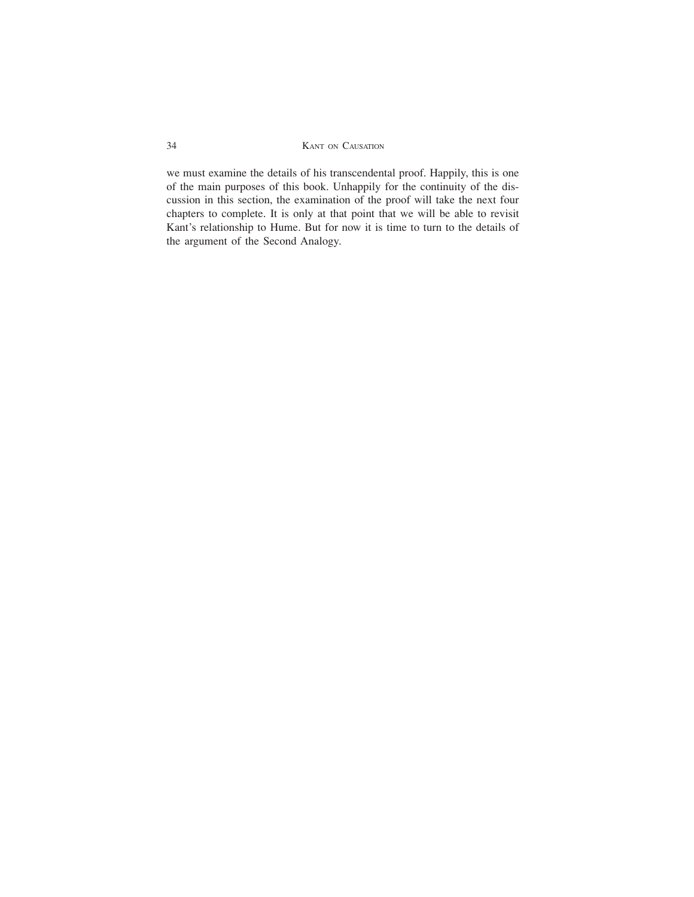we must examine the details of his transcendental proof. Happily, this is one of the main purposes of this book. Unhappily for the continuity of the discussion in this section, the examination of the proof will take the next four chapters to complete. It is only at that point that we will be able to revisit Kant's relationship to Hume. But for now it is time to turn to the details of the argument of the Second Analogy.